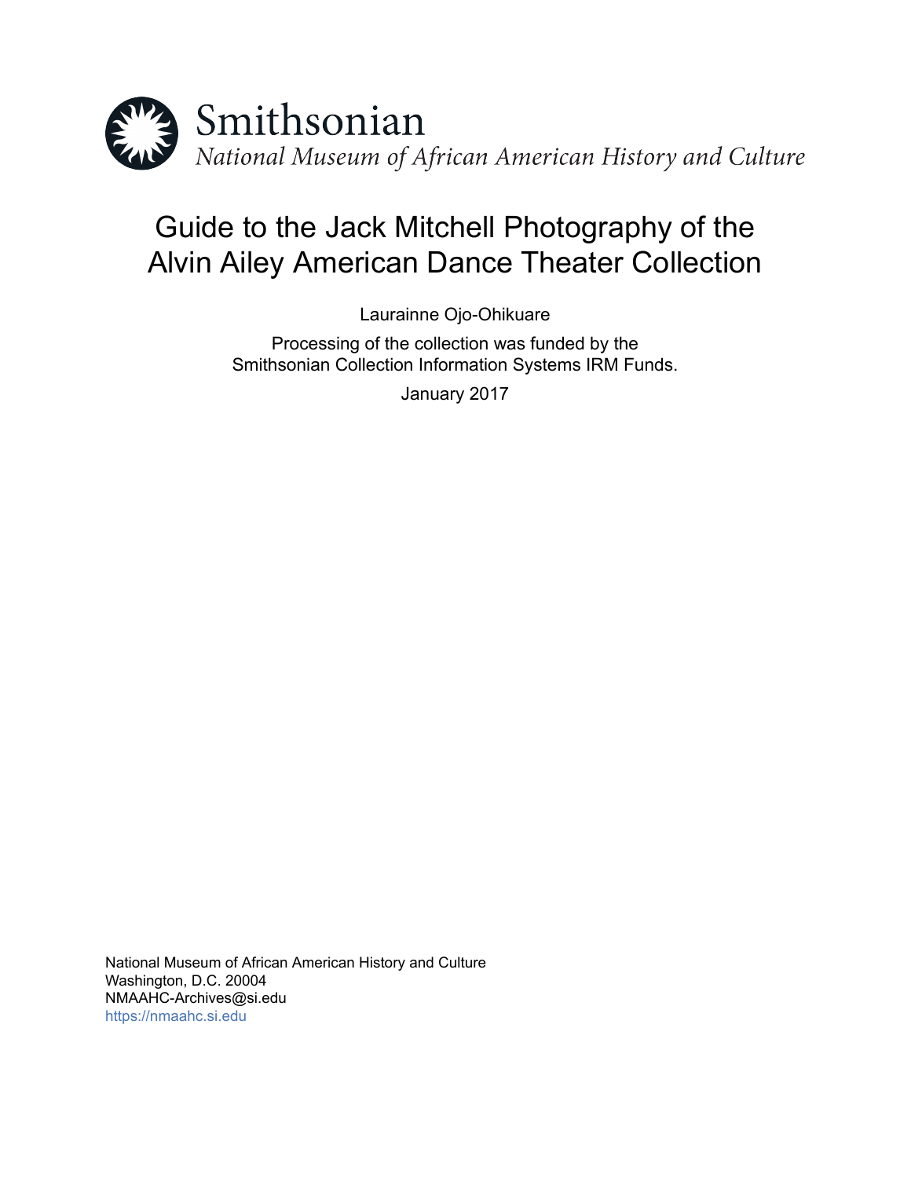Smithsonian

*National Museum of African American History and Culture*

# Guide to the Jack Mitchell Photography of the Alvin Ailey American Dance Theater Collection

Laurainne Ojo-Ohikuare

Processing of the collection was funded by the Smithsonian Collection Information Systems IRM Funds.

January 2017

National Museum of African American History and Culture
Washington, D.C. 20004
NMAAHC-Archives@si.edu
https://nmaahc.si.edu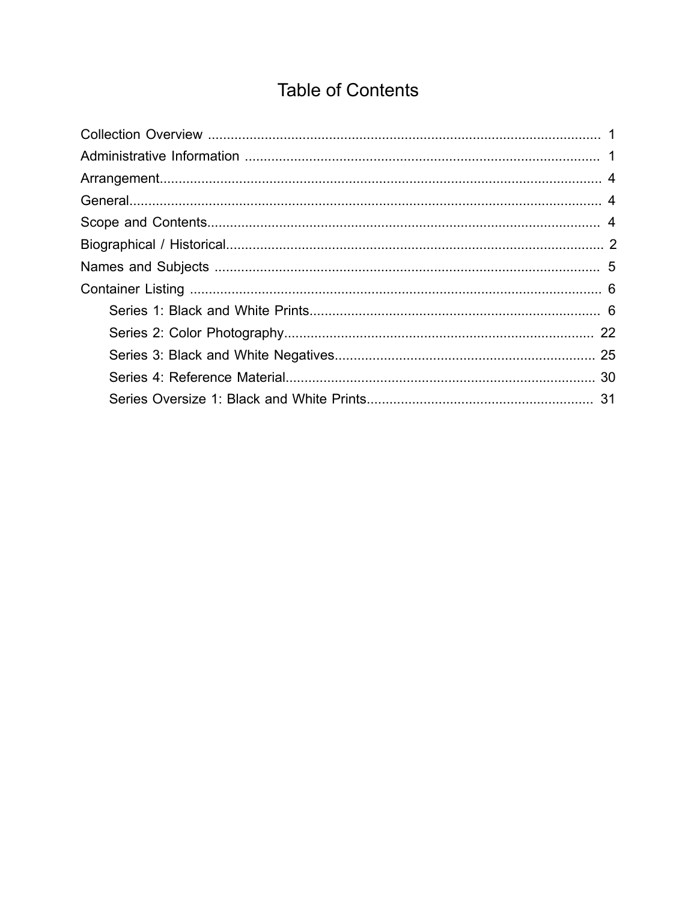# Table of Contents

- Collection Overview .......................................................................................................... 1
- Administrative Information ............................................................................................. 1
- Arrangement..................................................................................................................... 4
- General............................................................................................................................... 4
- Scope and Contents......................................................................................................... 4
- Biographical / Historical.................................................................................................. 2
- Names and Subjects ...................................................................................................... 5
- Container Listing ............................................................................................................. 6
    - Series 1: Black and White Prints.............................................................................. 6
    - Series 2: Color Photography.................................................................................... 22
    - Series 3: Black and White Negatives...................................................................... 25
    - Series 4: Reference Material.................................................................................... 30
    - Series Oversize 1: Black and White Prints............................................................. 31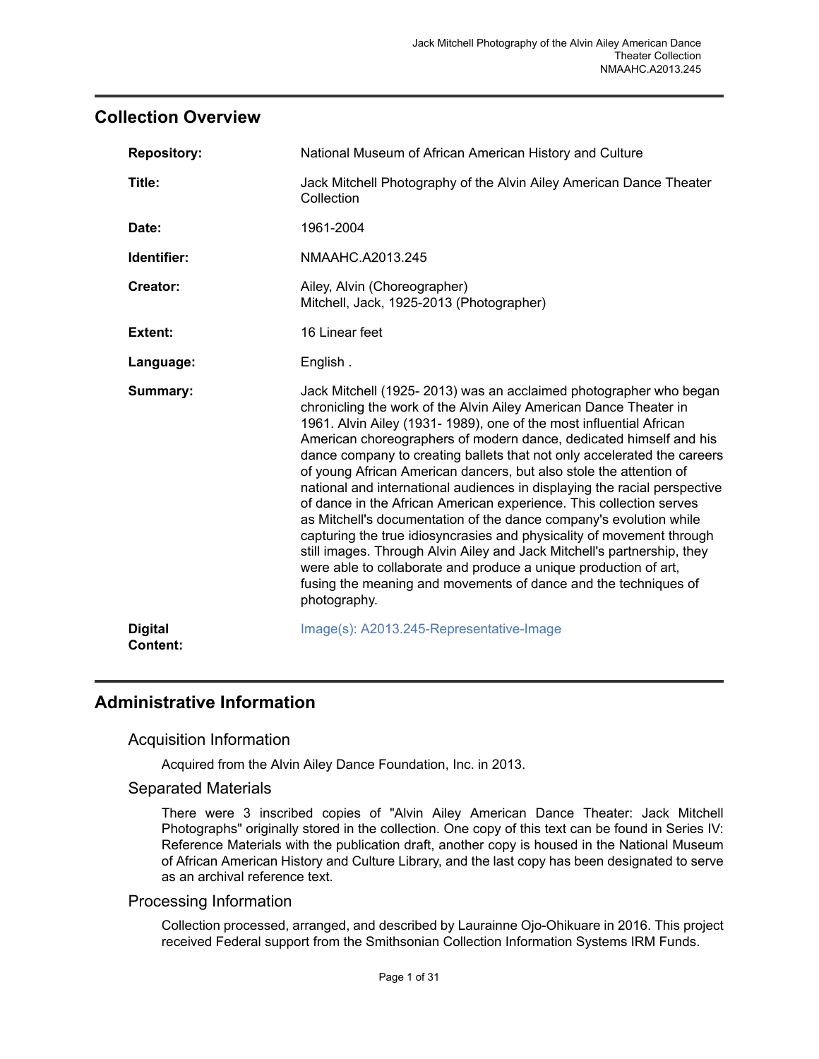## Collection Overview

| | |
|---|---|
| **Repository:** | National Museum of African American History and Culture |
| **Title:** | Jack Mitchell Photography of the Alvin Ailey American Dance Theater Collection |
| **Date:** | 1961-2004 |
| **Identifier:** | NMAAHC.A2013.245 |
| **Creator:** | Ailey, Alvin (Choreographer)<br>Mitchell, Jack, 1925-2013 (Photographer) |
| **Extent:** | 16 Linear feet |
| **Language:** | English . |
| **Summary:** | Jack Mitchell (1925- 2013) was an acclaimed photographer who began chronicling the work of the Alvin Ailey American Dance Theater in 1961. Alvin Ailey (1931- 1989), one of the most influential African American choreographers of modern dance, dedicated himself and his dance company to creating ballets that not only accelerated the careers of young African American dancers, but also stole the attention of national and international audiences in displaying the racial perspective of dance in the African American experience. This collection serves as Mitchell's documentation of the dance company's evolution while capturing the true idiosyncrasies and physicality of movement through still images. Through Alvin Ailey and Jack Mitchell's partnership, they were able to collaborate and produce a unique production of art, fusing the meaning and movements of dance and the techniques of photography. |
| **Digital Content:** | Image(s): A2013.245-Representative-Image |

## Administrative Information

### Acquisition Information

Acquired from the Alvin Ailey Dance Foundation, Inc. in 2013.

### Separated Materials

There were 3 inscribed copies of "Alvin Ailey American Dance Theater: Jack Mitchell Photographs" originally stored in the collection. One copy of this text can be found in Series IV: Reference Materials with the publication draft, another copy is housed in the National Museum of African American History and Culture Library, and the last copy has been designated to serve as an archival reference text.

### Processing Information

Collection processed, arranged, and described by Laurainne Ojo-Ohikuare in 2016. This project received Federal support from the Smithsonian Collection Information Systems IRM Funds.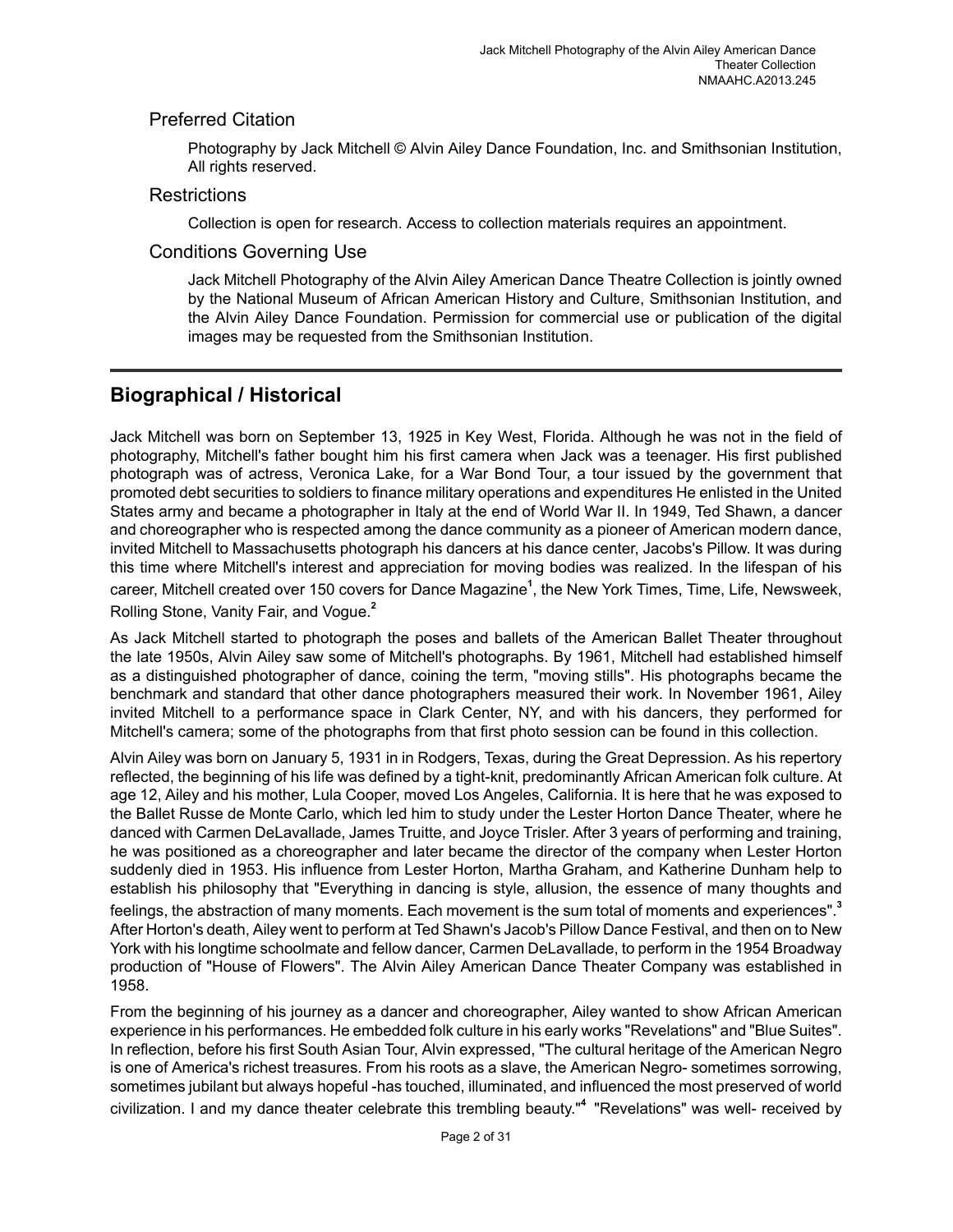## Preferred Citation

Photography by Jack Mitchell © Alvin Ailey Dance Foundation, Inc. and Smithsonian Institution, All rights reserved.

## Restrictions

Collection is open for research. Access to collection materials requires an appointment.

## Conditions Governing Use

Jack Mitchell Photography of the Alvin Ailey American Dance Theatre Collection is jointly owned by the National Museum of African American History and Culture, Smithsonian Institution, and the Alvin Ailey Dance Foundation. Permission for commercial use or publication of the digital images may be requested from the Smithsonian Institution.

# Biographical / Historical

Jack Mitchell was born on September 13, 1925 in Key West, Florida. Although he was not in the field of photography, Mitchell's father bought him his first camera when Jack was a teenager. His first published photograph was of actress, Veronica Lake, for a War Bond Tour, a tour issued by the government that promoted debt securities to soldiers to finance military operations and expenditures He enlisted in the United States army and became a photographer in Italy at the end of World War II. In 1949, Ted Shawn, a dancer and choreographer who is respected among the dance community as a pioneer of American modern dance, invited Mitchell to Massachusetts photograph his dancers at his dance center, Jacobs's Pillow. It was during this time where Mitchell's interest and appreciation for moving bodies was realized. In the lifespan of his career, Mitchell created over 150 covers for Dance Magazine[1], the New York Times, Time, Life, Newsweek, Rolling Stone, Vanity Fair, and Vogue.[2]

As Jack Mitchell started to photograph the poses and ballets of the American Ballet Theater throughout the late 1950s, Alvin Ailey saw some of Mitchell's photographs. By 1961, Mitchell had established himself as a distinguished photographer of dance, coining the term, "moving stills". His photographs became the benchmark and standard that other dance photographers measured their work. In November 1961, Ailey invited Mitchell to a performance space in Clark Center, NY, and with his dancers, they performed for Mitchell's camera; some of the photographs from that first photo session can be found in this collection.

Alvin Ailey was born on January 5, 1931 in in Rodgers, Texas, during the Great Depression. As his repertory reflected, the beginning of his life was defined by a tight-knit, predominantly African American folk culture. At age 12, Ailey and his mother, Lula Cooper, moved Los Angeles, California. It is here that he was exposed to the Ballet Russe de Monte Carlo, which led him to study under the Lester Horton Dance Theater, where he danced with Carmen DeLavallade, James Truitte, and Joyce Trisler. After 3 years of performing and training, he was positioned as a choreographer and later became the director of the company when Lester Horton suddenly died in 1953. His influence from Lester Horton, Martha Graham, and Katherine Dunham help to establish his philosophy that "Everything in dancing is style, allusion, the essence of many thoughts and feelings, the abstraction of many moments. Each movement is the sum total of moments and experiences".[3] After Horton's death, Ailey went to perform at Ted Shawn's Jacob's Pillow Dance Festival, and then on to New York with his longtime schoolmate and fellow dancer, Carmen DeLavallade, to perform in the 1954 Broadway production of "House of Flowers". The Alvin Ailey American Dance Theater Company was established in 1958.

From the beginning of his journey as a dancer and choreographer, Ailey wanted to show African American experience in his performances. He embedded folk culture in his early works "Revelations" and "Blue Suites". In reflection, before his first South Asian Tour, Alvin expressed, "The cultural heritage of the American Negro is one of America's richest treasures. From his roots as a slave, the American Negro- sometimes sorrowing, sometimes jubilant but always hopeful -has touched, illuminated, and influenced the most preserved of world civilization. I and my dance theater celebrate this trembling beauty."[4] "Revelations" was well- received by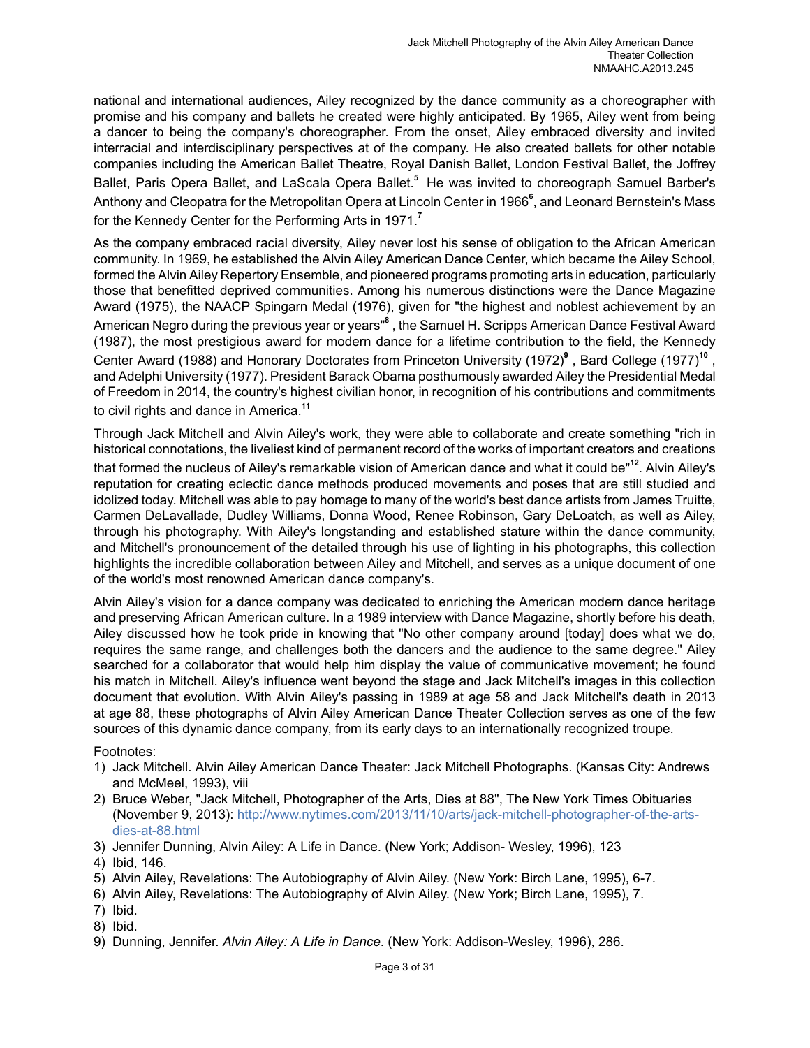national and international audiences, Ailey recognized by the dance community as a choreographer with promise and his company and ballets he created were highly anticipated. By 1965, Ailey went from being a dancer to being the company's choreographer. From the onset, Ailey embraced diversity and invited interracial and interdisciplinary perspectives at of the company. He also created ballets for other notable companies including the American Ballet Theatre, Royal Danish Ballet, London Festival Ballet, the Joffrey Ballet, Paris Opera Ballet, and LaScala Opera Ballet.[5] He was invited to choreograph Samuel Barber's Anthony and Cleopatra for the Metropolitan Opera at Lincoln Center in 1966[6], and Leonard Bernstein's Mass for the Kennedy Center for the Performing Arts in 1971.[7]

As the company embraced racial diversity, Ailey never lost his sense of obligation to the African American community. In 1969, he established the Alvin Ailey American Dance Center, which became the Ailey School, formed the Alvin Ailey Repertory Ensemble, and pioneered programs promoting arts in education, particularly those that benefitted deprived communities. Among his numerous distinctions were the Dance Magazine Award (1975), the NAACP Spingarn Medal (1976), given for "the highest and noblest achievement by an American Negro during the previous year or years"[8] , the Samuel H. Scripps American Dance Festival Award (1987), the most prestigious award for modern dance for a lifetime contribution to the field, the Kennedy Center Award (1988) and Honorary Doctorates from Princeton University (1972)[9] , Bard College (1977)[10] , and Adelphi University (1977). President Barack Obama posthumously awarded Ailey the Presidential Medal of Freedom in 2014, the country's highest civilian honor, in recognition of his contributions and commitments to civil rights and dance in America.[11]

Through Jack Mitchell and Alvin Ailey's work, they were able to collaborate and create something "rich in historical connotations, the liveliest kind of permanent record of the works of important creators and creations that formed the nucleus of Ailey's remarkable vision of American dance and what it could be"[12]. Alvin Ailey's reputation for creating eclectic dance methods produced movements and poses that are still studied and idolized today. Mitchell was able to pay homage to many of the world's best dance artists from James Truitte, Carmen DeLavallade, Dudley Williams, Donna Wood, Renee Robinson, Gary DeLoatch, as well as Ailey, through his photography. With Ailey's longstanding and established stature within the dance community, and Mitchell's pronouncement of the detailed through his use of lighting in his photographs, this collection highlights the incredible collaboration between Ailey and Mitchell, and serves as a unique document of one of the world's most renowned American dance company's.

Alvin Ailey's vision for a dance company was dedicated to enriching the American modern dance heritage and preserving African American culture. In a 1989 interview with Dance Magazine, shortly before his death, Ailey discussed how he took pride in knowing that "No other company around [today] does what we do, requires the same range, and challenges both the dancers and the audience to the same degree." Ailey searched for a collaborator that would help him display the value of communicative movement; he found his match in Mitchell. Ailey's influence went beyond the stage and Jack Mitchell's images in this collection document that evolution. With Alvin Ailey's passing in 1989 at age 58 and Jack Mitchell's death in 2013 at age 88, these photographs of Alvin Ailey American Dance Theater Collection serves as one of the few sources of this dynamic dance company, from its early days to an internationally recognized troupe.

Footnotes:

1) Jack Mitchell. Alvin Ailey American Dance Theater: Jack Mitchell Photographs. (Kansas City: Andrews and McMeel, 1993), viii
2) Bruce Weber, "Jack Mitchell, Photographer of the Arts, Dies at 88", The New York Times Obituaries (November 9, 2013): http://www.nytimes.com/2013/11/10/arts/jack-mitchell-photographer-of-the-arts-dies-at-88.html
3) Jennifer Dunning, Alvin Ailey: A Life in Dance. (New York; Addison- Wesley, 1996), 123
4) Ibid, 146.
5) Alvin Ailey, Revelations: The Autobiography of Alvin Ailey. (New York: Birch Lane, 1995), 6-7.
6) Alvin Ailey, Revelations: The Autobiography of Alvin Ailey. (New York; Birch Lane, 1995), 7.
7) Ibid.
8) Ibid.
9) Dunning, Jennifer. *Alvin Ailey: A Life in Dance*. (New York: Addison-Wesley, 1996), 286.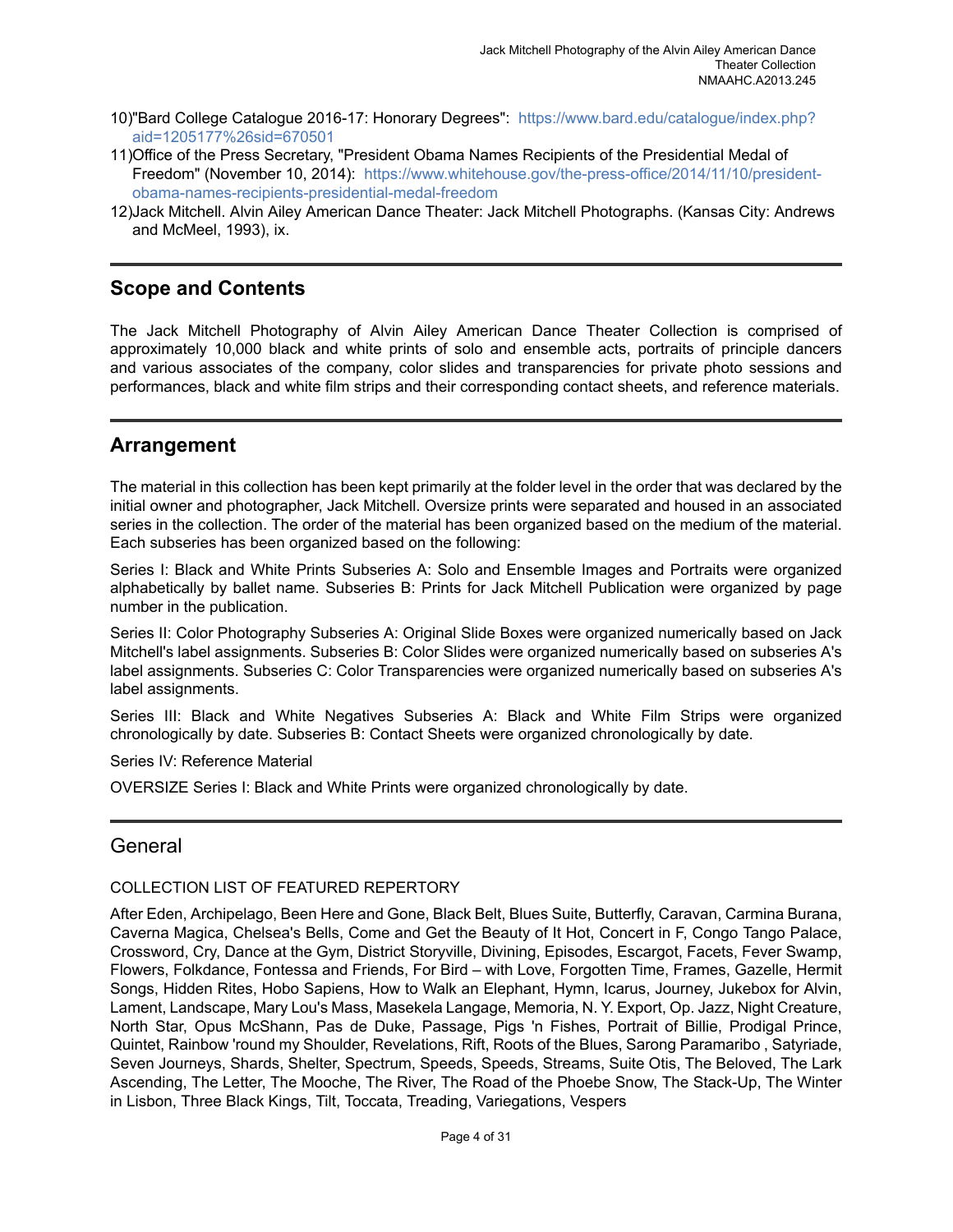10)"Bard College Catalogue 2016-17: Honorary Degrees": https://www.bard.edu/catalogue/index.php?aid=1205177%26sid=670501

11)Office of the Press Secretary, "President Obama Names Recipients of the Presidential Medal of Freedom" (November 10, 2014): https://www.whitehouse.gov/the-press-office/2014/11/10/president-obama-names-recipients-presidential-medal-freedom

12)Jack Mitchell. Alvin Ailey American Dance Theater: Jack Mitchell Photographs. (Kansas City: Andrews and McMeel, 1993), ix.

## Scope and Contents

The Jack Mitchell Photography of Alvin Ailey American Dance Theater Collection is comprised of approximately 10,000 black and white prints of solo and ensemble acts, portraits of principle dancers and various associates of the company, color slides and transparencies for private photo sessions and performances, black and white film strips and their corresponding contact sheets, and reference materials.

## Arrangement

The material in this collection has been kept primarily at the folder level in the order that was declared by the initial owner and photographer, Jack Mitchell. Oversize prints were separated and housed in an associated series in the collection. The order of the material has been organized based on the medium of the material. Each subseries has been organized based on the following:

Series I: Black and White Prints Subseries A: Solo and Ensemble Images and Portraits were organized alphabetically by ballet name. Subseries B: Prints for Jack Mitchell Publication were organized by page number in the publication.

Series II: Color Photography Subseries A: Original Slide Boxes were organized numerically based on Jack Mitchell's label assignments. Subseries B: Color Slides were organized numerically based on subseries A's label assignments. Subseries C: Color Transparencies were organized numerically based on subseries A's label assignments.

Series III: Black and White Negatives Subseries A: Black and White Film Strips were organized chronologically by date. Subseries B: Contact Sheets were organized chronologically by date.

Series IV: Reference Material

OVERSIZE Series I: Black and White Prints were organized chronologically by date.

## General

COLLECTION LIST OF FEATURED REPERTORY

After Eden, Archipelago, Been Here and Gone, Black Belt, Blues Suite, Butterfly, Caravan, Carmina Burana, Caverna Magica, Chelsea's Bells, Come and Get the Beauty of It Hot, Concert in F, Congo Tango Palace, Crossword, Cry, Dance at the Gym, District Storyville, Divining, Episodes, Escargot, Facets, Fever Swamp, Flowers, Folkdance, Fontessa and Friends, For Bird – with Love, Forgotten Time, Frames, Gazelle, Hermit Songs, Hidden Rites, Hobo Sapiens, How to Walk an Elephant, Hymn, Icarus, Journey, Jukebox for Alvin, Lament, Landscape, Mary Lou's Mass, Masekela Langage, Memoria, N. Y. Export, Op. Jazz, Night Creature, North Star, Opus McShann, Pas de Duke, Passage, Pigs 'n Fishes, Portrait of Billie, Prodigal Prince, Quintet, Rainbow 'round my Shoulder, Revelations, Rift, Roots of the Blues, Sarong Paramaribo , Satyriade, Seven Journeys, Shards, Shelter, Spectrum, Speeds, Speeds, Streams, Suite Otis, The Beloved, The Lark Ascending, The Letter, The Mooche, The River, The Road of the Phoebe Snow, The Stack-Up, The Winter in Lisbon, Three Black Kings, Tilt, Toccata, Treading, Variegations, Vespers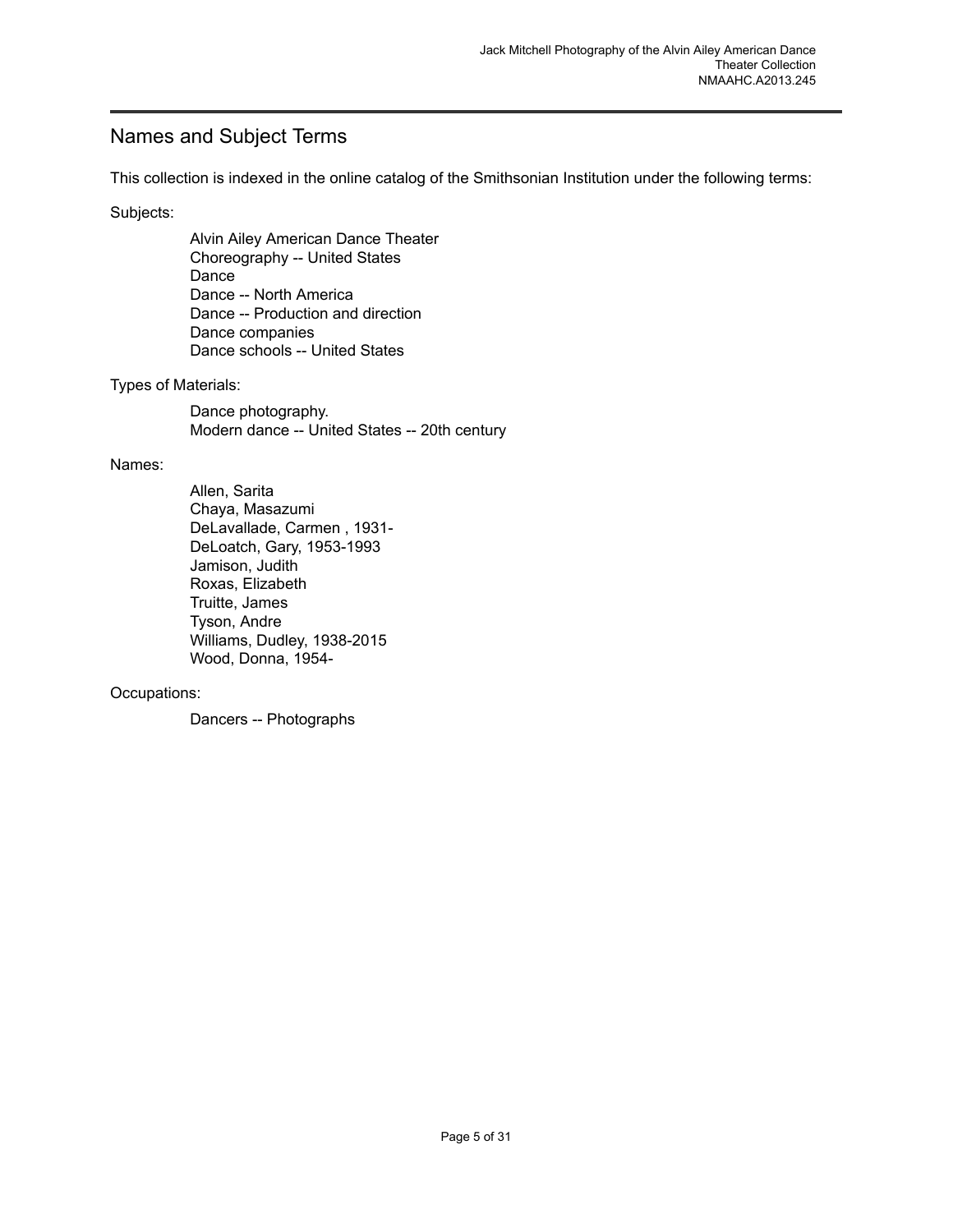## Names and Subject Terms

This collection is indexed in the online catalog of the Smithsonian Institution under the following terms:

Subjects:

- Alvin Ailey American Dance Theater
- Choreography -- United States
- Dance
- Dance -- North America
- Dance -- Production and direction
- Dance companies
- Dance schools -- United States

Types of Materials:

- Dance photography.
- Modern dance -- United States -- 20th century

Names:

- Allen, Sarita
- Chaya, Masazumi
- DeLavallade, Carmen , 1931-
- DeLoatch, Gary, 1953-1993
- Jamison, Judith
- Roxas, Elizabeth
- Truitte, James
- Tyson, Andre
- Williams, Dudley, 1938-2015
- Wood, Donna, 1954-

Occupations:

- Dancers -- Photographs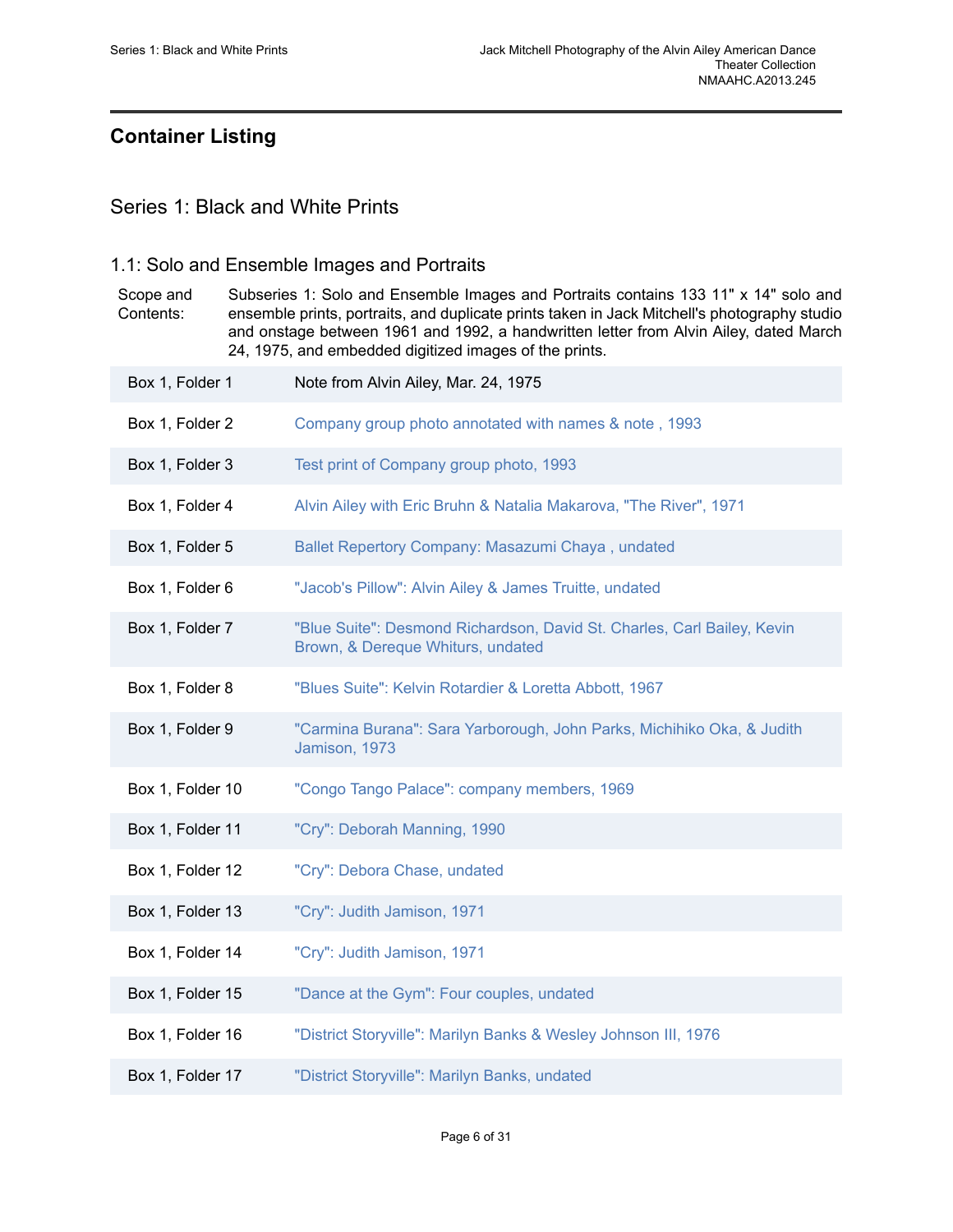## Container Listing

### Series 1: Black and White Prints

#### 1.1: Solo and Ensemble Images and Portraits

Scope and Contents: Subseries 1: Solo and Ensemble Images and Portraits contains 133 11" x 14" solo and ensemble prints, portraits, and duplicate prints taken in Jack Mitchell's photography studio and onstage between 1961 and 1992, a handwritten letter from Alvin Ailey, dated March 24, 1975, and embedded digitized images of the prints.

| Container | Description |
|---|---|
| Box 1, Folder 1 | Note from Alvin Ailey, Mar. 24, 1975 |
| Box 1, Folder 2 | Company group photo annotated with names & note , 1993 |
| Box 1, Folder 3 | Test print of Company group photo, 1993 |
| Box 1, Folder 4 | Alvin Ailey with Eric Bruhn & Natalia Makarova, "The River", 1971 |
| Box 1, Folder 5 | Ballet Repertory Company: Masazumi Chaya , undated |
| Box 1, Folder 6 | "Jacob's Pillow": Alvin Ailey & James Truitte, undated |
| Box 1, Folder 7 | "Blue Suite": Desmond Richardson, David St. Charles, Carl Bailey, Kevin Brown, & Dereque Whiturs, undated |
| Box 1, Folder 8 | "Blues Suite": Kelvin Rotardier & Loretta Abbott, 1967 |
| Box 1, Folder 9 | "Carmina Burana": Sara Yarborough, John Parks, Michihiko Oka, & Judith Jamison, 1973 |
| Box 1, Folder 10 | "Congo Tango Palace": company members, 1969 |
| Box 1, Folder 11 | "Cry": Deborah Manning, 1990 |
| Box 1, Folder 12 | "Cry": Debora Chase, undated |
| Box 1, Folder 13 | "Cry": Judith Jamison, 1971 |
| Box 1, Folder 14 | "Cry": Judith Jamison, 1971 |
| Box 1, Folder 15 | "Dance at the Gym": Four couples, undated |
| Box 1, Folder 16 | "District Storyville": Marilyn Banks & Wesley Johnson III, 1976 |
| Box 1, Folder 17 | "District Storyville": Marilyn Banks, undated |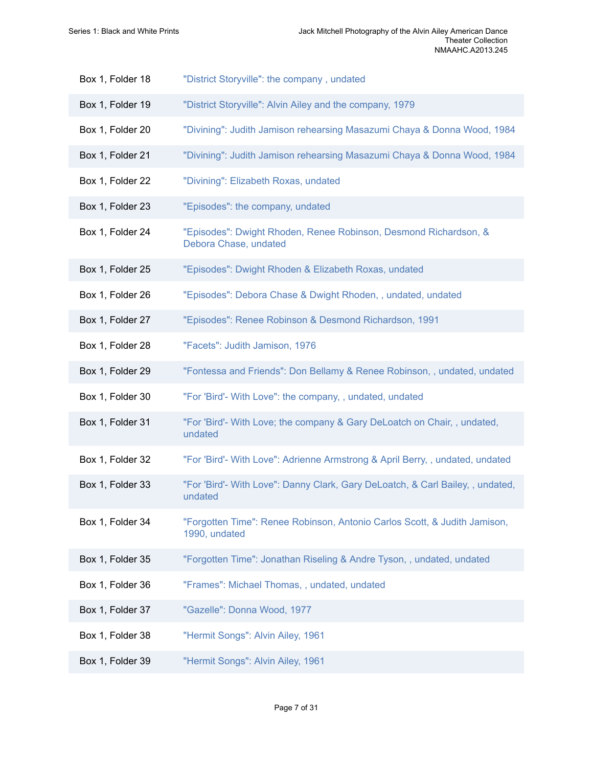| | |
|---|---|
| Box 1, Folder 18 | "District Storyville": the company , undated |
| Box 1, Folder 19 | "District Storyville": Alvin Ailey and the company, 1979 |
| Box 1, Folder 20 | "Divining": Judith Jamison rehearsing Masazumi Chaya & Donna Wood, 1984 |
| Box 1, Folder 21 | "Divining": Judith Jamison rehearsing Masazumi Chaya & Donna Wood, 1984 |
| Box 1, Folder 22 | "Divining": Elizabeth Roxas, undated |
| Box 1, Folder 23 | "Episodes": the company, undated |
| Box 1, Folder 24 | "Episodes": Dwight Rhoden, Renee Robinson, Desmond Richardson, & Debora Chase, undated |
| Box 1, Folder 25 | "Episodes": Dwight Rhoden & Elizabeth Roxas, undated |
| Box 1, Folder 26 | "Episodes": Debora Chase & Dwight Rhoden, , undated, undated |
| Box 1, Folder 27 | "Episodes": Renee Robinson & Desmond Richardson, 1991 |
| Box 1, Folder 28 | "Facets": Judith Jamison, 1976 |
| Box 1, Folder 29 | "Fontessa and Friends": Don Bellamy & Renee Robinson, , undated, undated |
| Box 1, Folder 30 | "For 'Bird'- With Love": the company, , undated, undated |
| Box 1, Folder 31 | "For 'Bird'- With Love; the company & Gary DeLoatch on Chair, , undated, undated |
| Box 1, Folder 32 | "For 'Bird'- With Love": Adrienne Armstrong & April Berry, , undated, undated |
| Box 1, Folder 33 | "For 'Bird'- With Love": Danny Clark, Gary DeLoatch, & Carl Bailey, , undated, undated |
| Box 1, Folder 34 | "Forgotten Time": Renee Robinson, Antonio Carlos Scott, & Judith Jamison, 1990, undated |
| Box 1, Folder 35 | "Forgotten Time": Jonathan Riseling & Andre Tyson, , undated, undated |
| Box 1, Folder 36 | "Frames": Michael Thomas, , undated, undated |
| Box 1, Folder 37 | "Gazelle": Donna Wood, 1977 |
| Box 1, Folder 38 | "Hermit Songs": Alvin Ailey, 1961 |
| Box 1, Folder 39 | "Hermit Songs": Alvin Ailey, 1961 |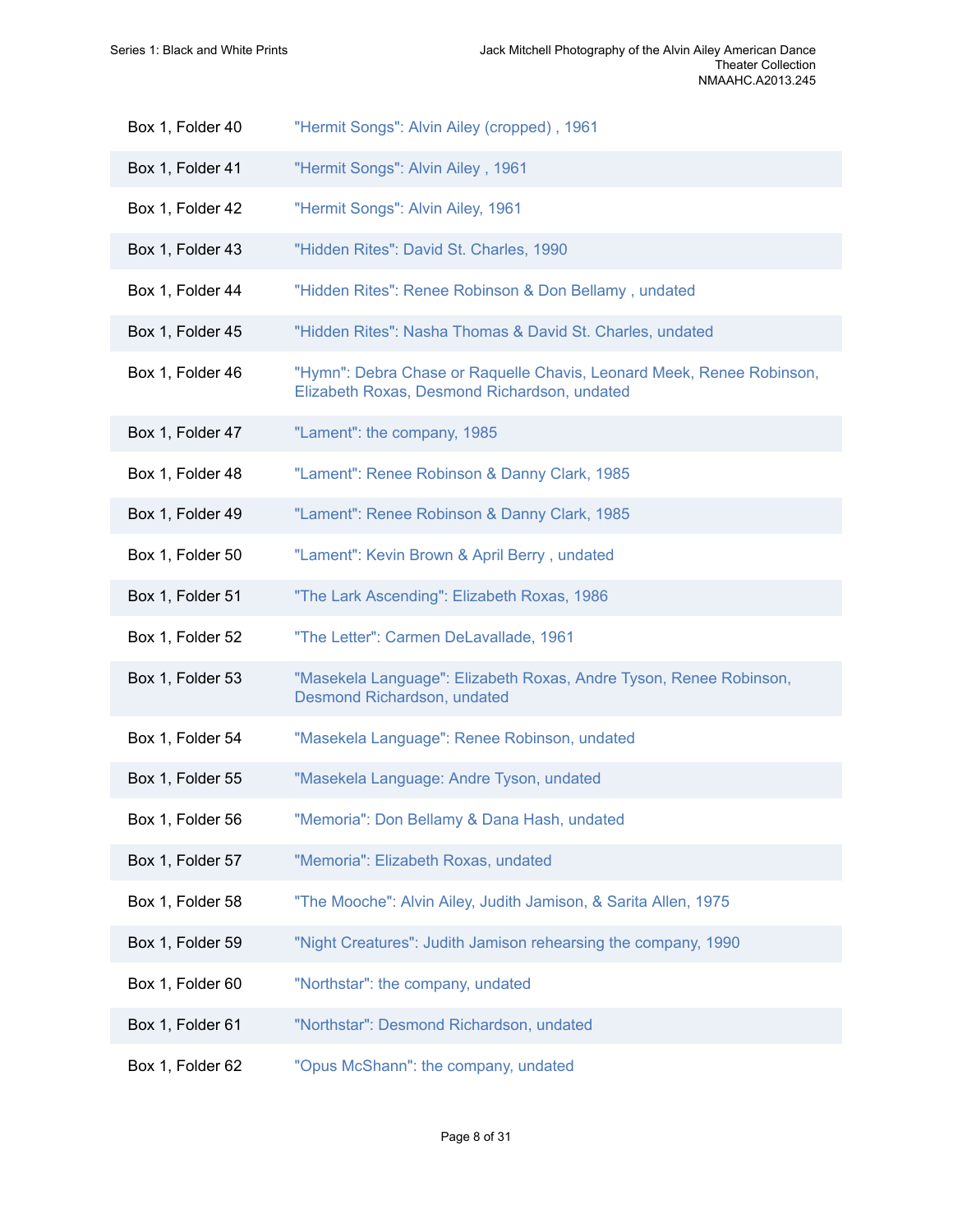| | |
|---|---|
| Box 1, Folder 40 | "Hermit Songs": Alvin Ailey (cropped) , 1961 |
| Box 1, Folder 41 | "Hermit Songs": Alvin Ailey , 1961 |
| Box 1, Folder 42 | "Hermit Songs": Alvin Ailey, 1961 |
| Box 1, Folder 43 | "Hidden Rites": David St. Charles, 1990 |
| Box 1, Folder 44 | "Hidden Rites": Renee Robinson & Don Bellamy , undated |
| Box 1, Folder 45 | "Hidden Rites": Nasha Thomas & David St. Charles, undated |
| Box 1, Folder 46 | "Hymn": Debra Chase or Raquelle Chavis, Leonard Meek, Renee Robinson, Elizabeth Roxas, Desmond Richardson, undated |
| Box 1, Folder 47 | "Lament": the company, 1985 |
| Box 1, Folder 48 | "Lament": Renee Robinson & Danny Clark, 1985 |
| Box 1, Folder 49 | "Lament": Renee Robinson & Danny Clark, 1985 |
| Box 1, Folder 50 | "Lament": Kevin Brown & April Berry , undated |
| Box 1, Folder 51 | "The Lark Ascending": Elizabeth Roxas, 1986 |
| Box 1, Folder 52 | "The Letter": Carmen DeLavallade, 1961 |
| Box 1, Folder 53 | "Masekela Language": Elizabeth Roxas, Andre Tyson, Renee Robinson, Desmond Richardson, undated |
| Box 1, Folder 54 | "Masekela Language": Renee Robinson, undated |
| Box 1, Folder 55 | "Masekela Language: Andre Tyson, undated |
| Box 1, Folder 56 | "Memoria": Don Bellamy & Dana Hash, undated |
| Box 1, Folder 57 | "Memoria": Elizabeth Roxas, undated |
| Box 1, Folder 58 | "The Mooche": Alvin Ailey, Judith Jamison, & Sarita Allen, 1975 |
| Box 1, Folder 59 | "Night Creatures": Judith Jamison rehearsing the company, 1990 |
| Box 1, Folder 60 | "Northstar": the company, undated |
| Box 1, Folder 61 | "Northstar": Desmond Richardson, undated |
| Box 1, Folder 62 | "Opus McShann": the company, undated |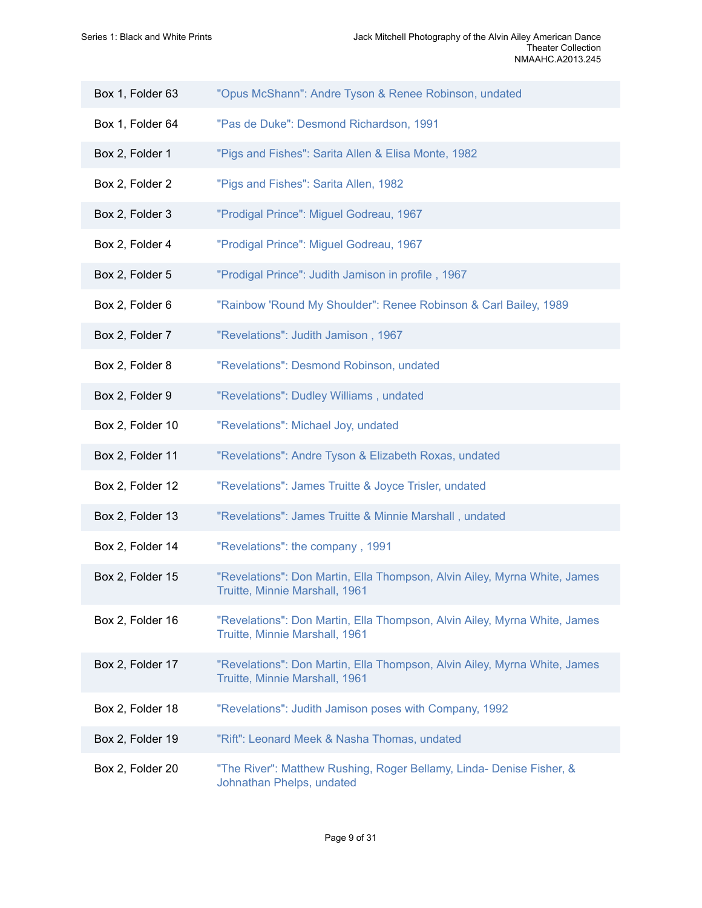| | |
|---|---|
| Box 1, Folder 63 | "Opus McShann": Andre Tyson & Renee Robinson, undated |
| Box 1, Folder 64 | "Pas de Duke": Desmond Richardson, 1991 |
| Box 2, Folder 1 | "Pigs and Fishes": Sarita Allen & Elisa Monte, 1982 |
| Box 2, Folder 2 | "Pigs and Fishes": Sarita Allen, 1982 |
| Box 2, Folder 3 | "Prodigal Prince": Miguel Godreau, 1967 |
| Box 2, Folder 4 | "Prodigal Prince": Miguel Godreau, 1967 |
| Box 2, Folder 5 | "Prodigal Prince": Judith Jamison in profile , 1967 |
| Box 2, Folder 6 | "Rainbow 'Round My Shoulder": Renee Robinson & Carl Bailey, 1989 |
| Box 2, Folder 7 | "Revelations": Judith Jamison , 1967 |
| Box 2, Folder 8 | "Revelations": Desmond Robinson, undated |
| Box 2, Folder 9 | "Revelations": Dudley Williams , undated |
| Box 2, Folder 10 | "Revelations": Michael Joy, undated |
| Box 2, Folder 11 | "Revelations": Andre Tyson & Elizabeth Roxas, undated |
| Box 2, Folder 12 | "Revelations": James Truitte & Joyce Trisler, undated |
| Box 2, Folder 13 | "Revelations": James Truitte & Minnie Marshall , undated |
| Box 2, Folder 14 | "Revelations": the company , 1991 |
| Box 2, Folder 15 | "Revelations": Don Martin, Ella Thompson, Alvin Ailey, Myrna White, James Truitte, Minnie Marshall, 1961 |
| Box 2, Folder 16 | "Revelations": Don Martin, Ella Thompson, Alvin Ailey, Myrna White, James Truitte, Minnie Marshall, 1961 |
| Box 2, Folder 17 | "Revelations": Don Martin, Ella Thompson, Alvin Ailey, Myrna White, James Truitte, Minnie Marshall, 1961 |
| Box 2, Folder 18 | "Revelations": Judith Jamison poses with Company, 1992 |
| Box 2, Folder 19 | "Rift": Leonard Meek & Nasha Thomas, undated |
| Box 2, Folder 20 | "The River": Matthew Rushing, Roger Bellamy, Linda- Denise Fisher, & Johnathan Phelps, undated |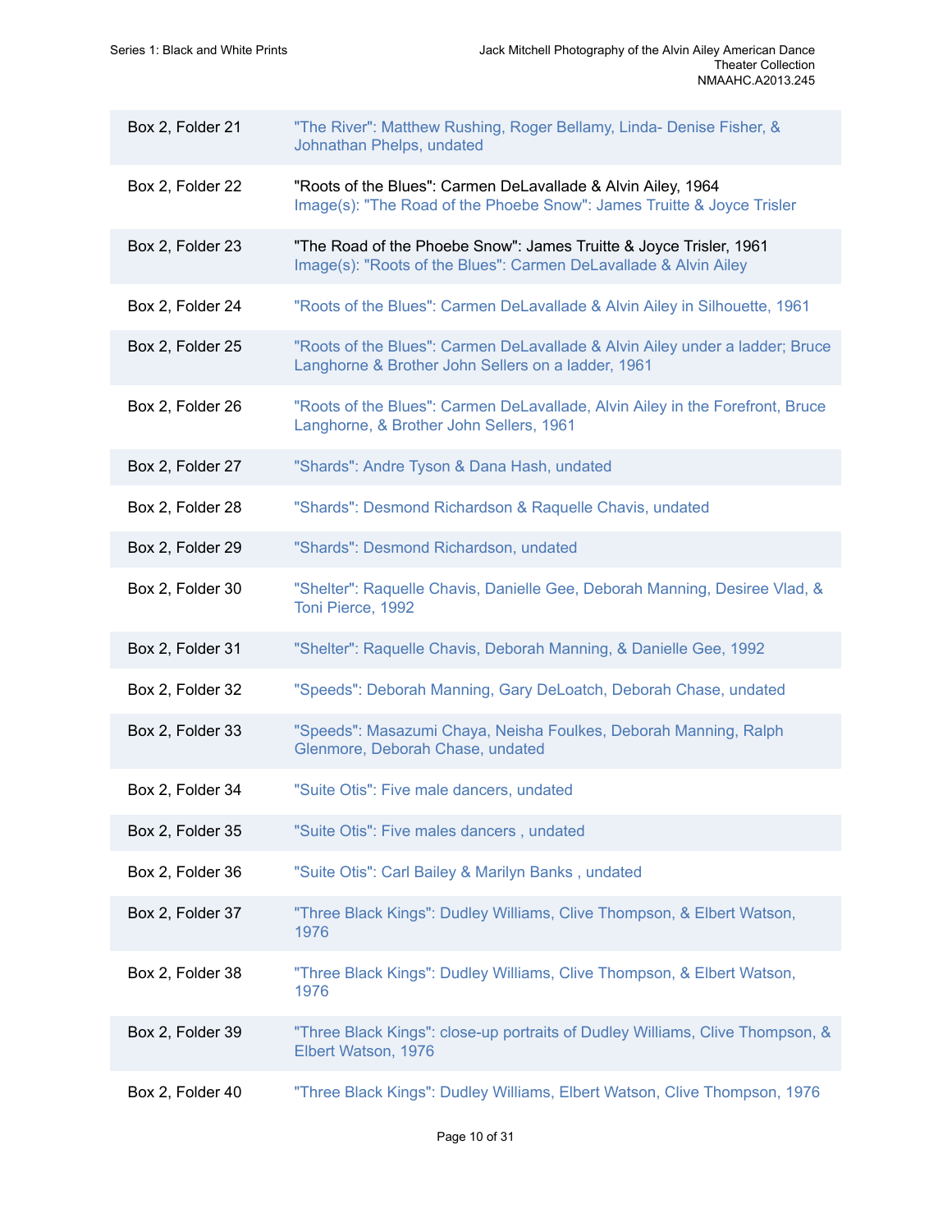| | |
|---|---|
| Box 2, Folder 21 | "The River": Matthew Rushing, Roger Bellamy, Linda- Denise Fisher, & Johnathan Phelps, undated |
| Box 2, Folder 22 | "Roots of the Blues": Carmen DeLavallade & Alvin Ailey, 1964<br>Image(s): "The Road of the Phoebe Snow": James Truitte & Joyce Trisler |
| Box 2, Folder 23 | "The Road of the Phoebe Snow": James Truitte & Joyce Trisler, 1961<br>Image(s): "Roots of the Blues": Carmen DeLavallade & Alvin Ailey |
| Box 2, Folder 24 | "Roots of the Blues": Carmen DeLavallade & Alvin Ailey in Silhouette, 1961 |
| Box 2, Folder 25 | "Roots of the Blues": Carmen DeLavallade & Alvin Ailey under a ladder; Bruce Langhorne & Brother John Sellers on a ladder, 1961 |
| Box 2, Folder 26 | "Roots of the Blues": Carmen DeLavallade, Alvin Ailey in the Forefront, Bruce Langhorne, & Brother John Sellers, 1961 |
| Box 2, Folder 27 | "Shards": Andre Tyson & Dana Hash, undated |
| Box 2, Folder 28 | "Shards": Desmond Richardson & Raquelle Chavis, undated |
| Box 2, Folder 29 | "Shards": Desmond Richardson, undated |
| Box 2, Folder 30 | "Shelter": Raquelle Chavis, Danielle Gee, Deborah Manning, Desiree Vlad, & Toni Pierce, 1992 |
| Box 2, Folder 31 | "Shelter": Raquelle Chavis, Deborah Manning, & Danielle Gee, 1992 |
| Box 2, Folder 32 | "Speeds": Deborah Manning, Gary DeLoatch, Deborah Chase, undated |
| Box 2, Folder 33 | "Speeds": Masazumi Chaya, Neisha Foulkes, Deborah Manning, Ralph Glenmore, Deborah Chase, undated |
| Box 2, Folder 34 | "Suite Otis": Five male dancers, undated |
| Box 2, Folder 35 | "Suite Otis": Five males dancers , undated |
| Box 2, Folder 36 | "Suite Otis": Carl Bailey & Marilyn Banks , undated |
| Box 2, Folder 37 | "Three Black Kings": Dudley Williams, Clive Thompson, & Elbert Watson, 1976 |
| Box 2, Folder 38 | "Three Black Kings": Dudley Williams, Clive Thompson, & Elbert Watson, 1976 |
| Box 2, Folder 39 | "Three Black Kings": close-up portraits of Dudley Williams, Clive Thompson, & Elbert Watson, 1976 |
| Box 2, Folder 40 | "Three Black Kings": Dudley Williams, Elbert Watson, Clive Thompson, 1976 |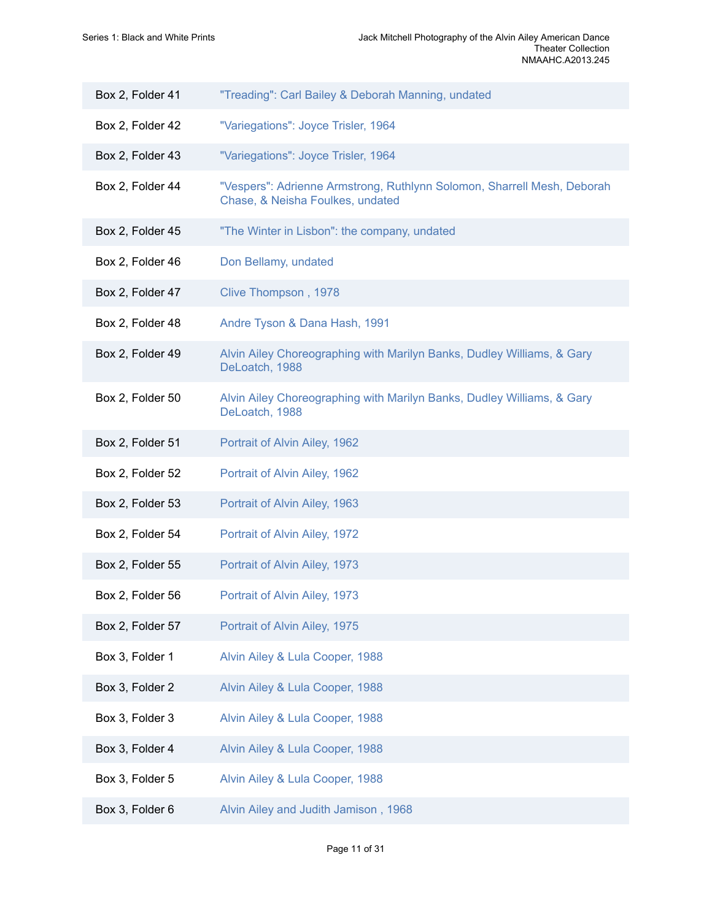| | |
|---|---|
| Box 2, Folder 41 | "Treading": Carl Bailey & Deborah Manning, undated |
| Box 2, Folder 42 | "Variegations": Joyce Trisler, 1964 |
| Box 2, Folder 43 | "Variegations": Joyce Trisler, 1964 |
| Box 2, Folder 44 | "Vespers": Adrienne Armstrong, Ruthlynn Solomon, Sharrell Mesh, Deborah Chase, & Neisha Foulkes, undated |
| Box 2, Folder 45 | "The Winter in Lisbon": the company, undated |
| Box 2, Folder 46 | Don Bellamy, undated |
| Box 2, Folder 47 | Clive Thompson , 1978 |
| Box 2, Folder 48 | Andre Tyson & Dana Hash, 1991 |
| Box 2, Folder 49 | Alvin Ailey Choreographing with Marilyn Banks, Dudley Williams, & Gary DeLoatch, 1988 |
| Box 2, Folder 50 | Alvin Ailey Choreographing with Marilyn Banks, Dudley Williams, & Gary DeLoatch, 1988 |
| Box 2, Folder 51 | Portrait of Alvin Ailey, 1962 |
| Box 2, Folder 52 | Portrait of Alvin Ailey, 1962 |
| Box 2, Folder 53 | Portrait of Alvin Ailey, 1963 |
| Box 2, Folder 54 | Portrait of Alvin Ailey, 1972 |
| Box 2, Folder 55 | Portrait of Alvin Ailey, 1973 |
| Box 2, Folder 56 | Portrait of Alvin Ailey, 1973 |
| Box 2, Folder 57 | Portrait of Alvin Ailey, 1975 |
| Box 3, Folder 1 | Alvin Ailey & Lula Cooper, 1988 |
| Box 3, Folder 2 | Alvin Ailey & Lula Cooper, 1988 |
| Box 3, Folder 3 | Alvin Ailey & Lula Cooper, 1988 |
| Box 3, Folder 4 | Alvin Ailey & Lula Cooper, 1988 |
| Box 3, Folder 5 | Alvin Ailey & Lula Cooper, 1988 |
| Box 3, Folder 6 | Alvin Ailey and Judith Jamison , 1968 |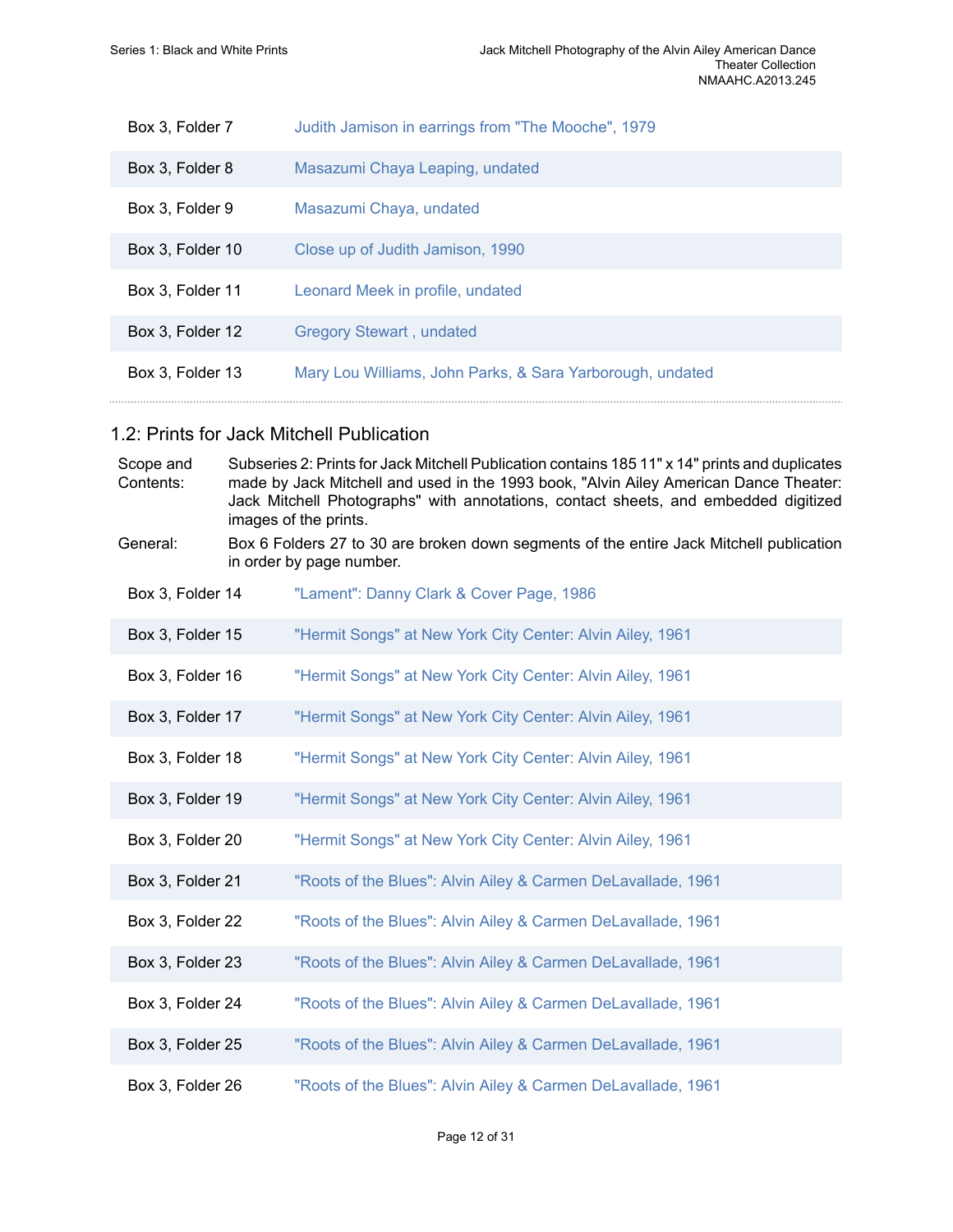| | |
|---|---|
| Box 3, Folder 7 | Judith Jamison in earrings from "The Mooche", 1979 |
| Box 3, Folder 8 | Masazumi Chaya Leaping, undated |
| Box 3, Folder 9 | Masazumi Chaya, undated |
| Box 3, Folder 10 | Close up of Judith Jamison, 1990 |
| Box 3, Folder 11 | Leonard Meek in profile, undated |
| Box 3, Folder 12 | Gregory Stewart , undated |
| Box 3, Folder 13 | Mary Lou Williams, John Parks, & Sara Yarborough, undated |

## 1.2: Prints for Jack Mitchell Publication

Scope and Contents: Subseries 2: Prints for Jack Mitchell Publication contains 185 11" x 14" prints and duplicates made by Jack Mitchell and used in the 1993 book, "Alvin Ailey American Dance Theater: Jack Mitchell Photographs" with annotations, contact sheets, and embedded digitized images of the prints.

General: Box 6 Folders 27 to 30 are broken down segments of the entire Jack Mitchell publication in order by page number.

| | |
|---|---|
| Box 3, Folder 14 | "Lament": Danny Clark & Cover Page, 1986 |
| Box 3, Folder 15 | "Hermit Songs" at New York City Center: Alvin Ailey, 1961 |
| Box 3, Folder 16 | "Hermit Songs" at New York City Center: Alvin Ailey, 1961 |
| Box 3, Folder 17 | "Hermit Songs" at New York City Center: Alvin Ailey, 1961 |
| Box 3, Folder 18 | "Hermit Songs" at New York City Center: Alvin Ailey, 1961 |
| Box 3, Folder 19 | "Hermit Songs" at New York City Center: Alvin Ailey, 1961 |
| Box 3, Folder 20 | "Hermit Songs" at New York City Center: Alvin Ailey, 1961 |
| Box 3, Folder 21 | "Roots of the Blues": Alvin Ailey & Carmen DeLavallade, 1961 |
| Box 3, Folder 22 | "Roots of the Blues": Alvin Ailey & Carmen DeLavallade, 1961 |
| Box 3, Folder 23 | "Roots of the Blues": Alvin Ailey & Carmen DeLavallade, 1961 |
| Box 3, Folder 24 | "Roots of the Blues": Alvin Ailey & Carmen DeLavallade, 1961 |
| Box 3, Folder 25 | "Roots of the Blues": Alvin Ailey & Carmen DeLavallade, 1961 |
| Box 3, Folder 26 | "Roots of the Blues": Alvin Ailey & Carmen DeLavallade, 1961 |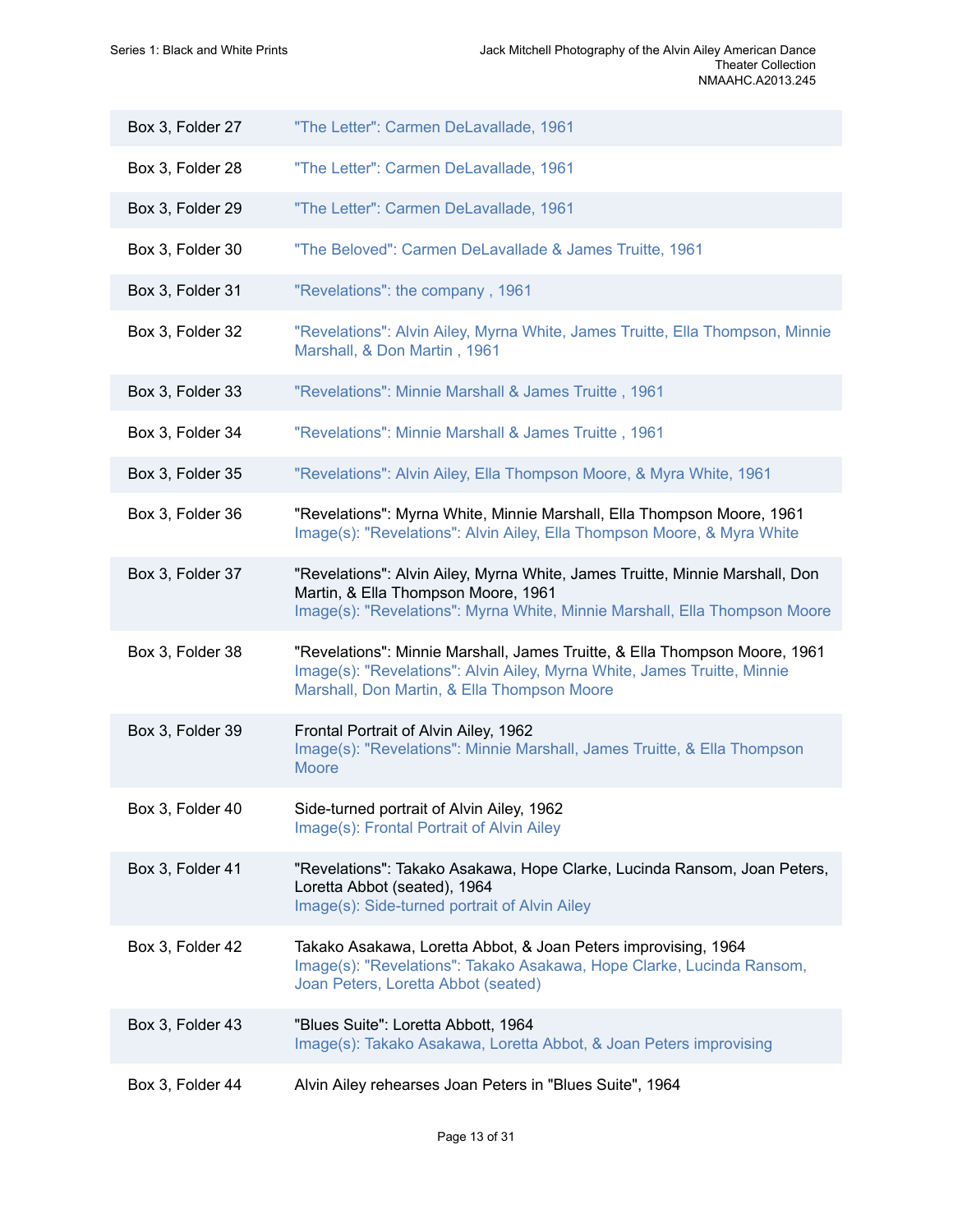| | |
|---|---|
| Box 3, Folder 27 | "The Letter": Carmen DeLavallade, 1961 |
| Box 3, Folder 28 | "The Letter": Carmen DeLavallade, 1961 |
| Box 3, Folder 29 | "The Letter": Carmen DeLavallade, 1961 |
| Box 3, Folder 30 | "The Beloved": Carmen DeLavallade & James Truitte, 1961 |
| Box 3, Folder 31 | "Revelations": the company , 1961 |
| Box 3, Folder 32 | "Revelations": Alvin Ailey, Myrna White, James Truitte, Ella Thompson, Minnie Marshall, & Don Martin , 1961 |
| Box 3, Folder 33 | "Revelations": Minnie Marshall & James Truitte , 1961 |
| Box 3, Folder 34 | "Revelations": Minnie Marshall & James Truitte , 1961 |
| Box 3, Folder 35 | "Revelations": Alvin Ailey, Ella Thompson Moore, & Myra White, 1961 |
| Box 3, Folder 36 | "Revelations": Myrna White, Minnie Marshall, Ella Thompson Moore, 1961<br>Image(s): "Revelations": Alvin Ailey, Ella Thompson Moore, & Myra White |
| Box 3, Folder 37 | "Revelations": Alvin Ailey, Myrna White, James Truitte, Minnie Marshall, Don Martin, & Ella Thompson Moore, 1961<br>Image(s): "Revelations": Myrna White, Minnie Marshall, Ella Thompson Moore |
| Box 3, Folder 38 | "Revelations": Minnie Marshall, James Truitte, & Ella Thompson Moore, 1961<br>Image(s): "Revelations": Alvin Ailey, Myrna White, James Truitte, Minnie Marshall, Don Martin, & Ella Thompson Moore |
| Box 3, Folder 39 | Frontal Portrait of Alvin Ailey, 1962<br>Image(s): "Revelations": Minnie Marshall, James Truitte, & Ella Thompson Moore |
| Box 3, Folder 40 | Side-turned portrait of Alvin Ailey, 1962<br>Image(s): Frontal Portrait of Alvin Ailey |
| Box 3, Folder 41 | "Revelations": Takako Asakawa, Hope Clarke, Lucinda Ransom, Joan Peters, Loretta Abbot (seated), 1964<br>Image(s): Side-turned portrait of Alvin Ailey |
| Box 3, Folder 42 | Takako Asakawa, Loretta Abbot, & Joan Peters improvising, 1964<br>Image(s): "Revelations": Takako Asakawa, Hope Clarke, Lucinda Ransom, Joan Peters, Loretta Abbot (seated) |
| Box 3, Folder 43 | "Blues Suite": Loretta Abbott, 1964<br>Image(s): Takako Asakawa, Loretta Abbot, & Joan Peters improvising |
| Box 3, Folder 44 | Alvin Ailey rehearses Joan Peters in "Blues Suite", 1964 |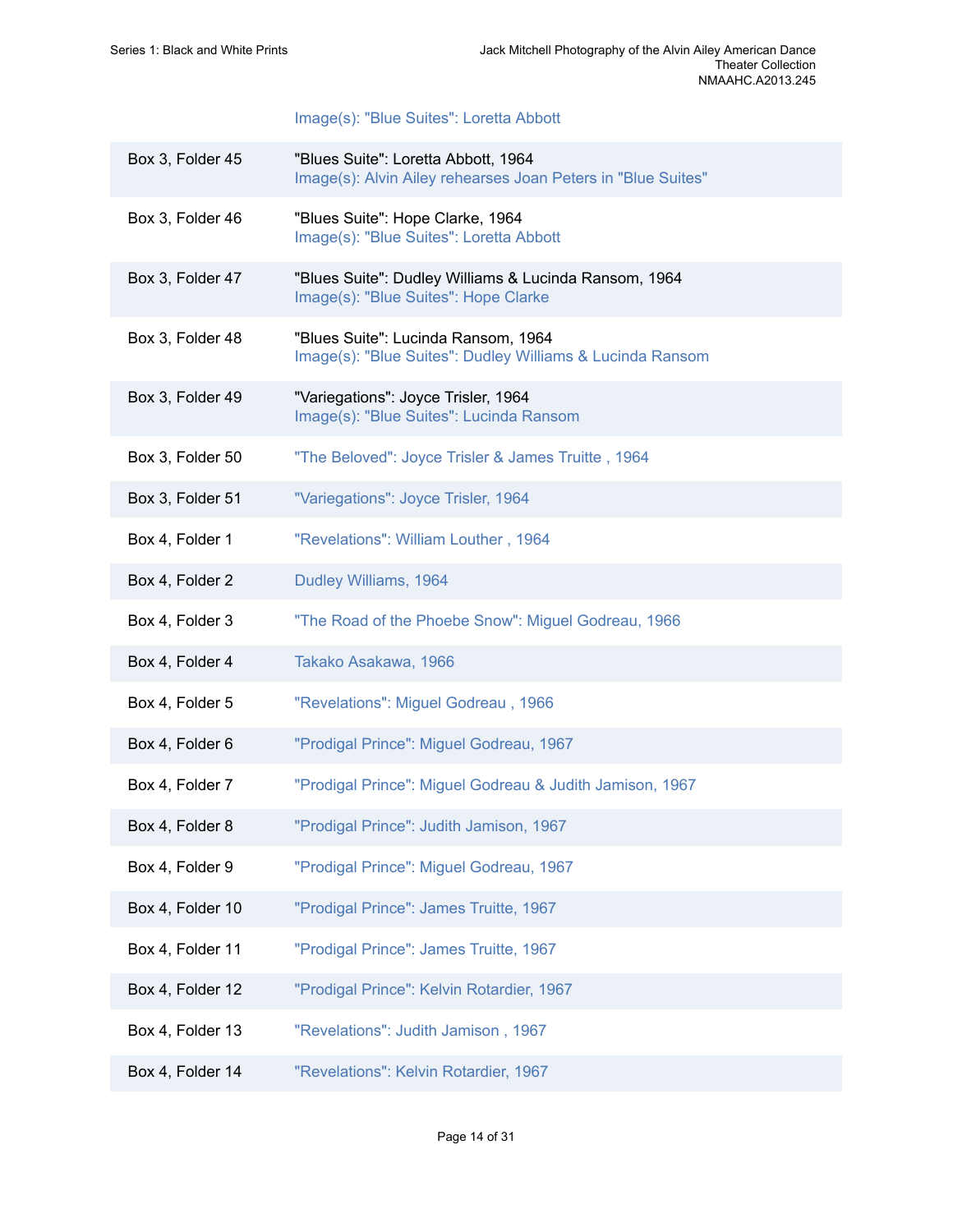Image(s): "Blue Suites": Loretta Abbott

| | |
|---|---|
| Box 3, Folder 45 | "Blues Suite": Loretta Abbott, 1964<br>Image(s): Alvin Ailey rehearses Joan Peters in "Blue Suites" |
| Box 3, Folder 46 | "Blues Suite": Hope Clarke, 1964<br>Image(s): "Blue Suites": Loretta Abbott |
| Box 3, Folder 47 | "Blues Suite": Dudley Williams & Lucinda Ransom, 1964<br>Image(s): "Blue Suites": Hope Clarke |
| Box 3, Folder 48 | "Blues Suite": Lucinda Ransom, 1964<br>Image(s): "Blue Suites": Dudley Williams & Lucinda Ransom |
| Box 3, Folder 49 | "Variegations": Joyce Trisler, 1964<br>Image(s): "Blue Suites": Lucinda Ransom |
| Box 3, Folder 50 | "The Beloved": Joyce Trisler & James Truitte , 1964 |
| Box 3, Folder 51 | "Variegations": Joyce Trisler, 1964 |
| Box 4, Folder 1 | "Revelations": William Louther , 1964 |
| Box 4, Folder 2 | Dudley Williams, 1964 |
| Box 4, Folder 3 | "The Road of the Phoebe Snow": Miguel Godreau, 1966 |
| Box 4, Folder 4 | Takako Asakawa, 1966 |
| Box 4, Folder 5 | "Revelations": Miguel Godreau , 1966 |
| Box 4, Folder 6 | "Prodigal Prince": Miguel Godreau, 1967 |
| Box 4, Folder 7 | "Prodigal Prince": Miguel Godreau & Judith Jamison, 1967 |
| Box 4, Folder 8 | "Prodigal Prince": Judith Jamison, 1967 |
| Box 4, Folder 9 | "Prodigal Prince": Miguel Godreau, 1967 |
| Box 4, Folder 10 | "Prodigal Prince": James Truitte, 1967 |
| Box 4, Folder 11 | "Prodigal Prince": James Truitte, 1967 |
| Box 4, Folder 12 | "Prodigal Prince": Kelvin Rotardier, 1967 |
| Box 4, Folder 13 | "Revelations": Judith Jamison , 1967 |
| Box 4, Folder 14 | "Revelations": Kelvin Rotardier, 1967 |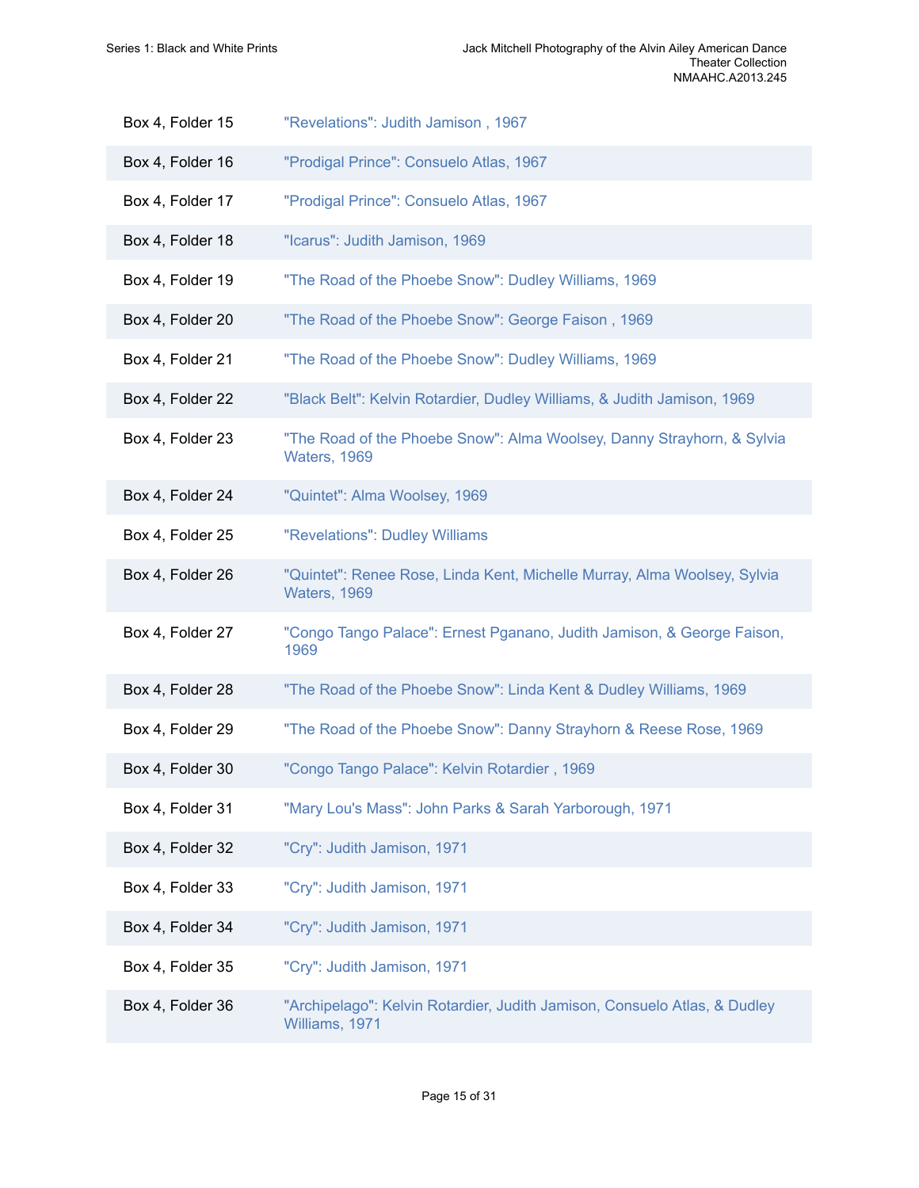| | |
|---|---|
| Box 4, Folder 15 | "Revelations": Judith Jamison , 1967 |
| Box 4, Folder 16 | "Prodigal Prince": Consuelo Atlas, 1967 |
| Box 4, Folder 17 | "Prodigal Prince": Consuelo Atlas, 1967 |
| Box 4, Folder 18 | "Icarus": Judith Jamison, 1969 |
| Box 4, Folder 19 | "The Road of the Phoebe Snow": Dudley Williams, 1969 |
| Box 4, Folder 20 | "The Road of the Phoebe Snow": George Faison , 1969 |
| Box 4, Folder 21 | "The Road of the Phoebe Snow": Dudley Williams, 1969 |
| Box 4, Folder 22 | "Black Belt": Kelvin Rotardier, Dudley Williams, & Judith Jamison, 1969 |
| Box 4, Folder 23 | "The Road of the Phoebe Snow": Alma Woolsey, Danny Strayhorn, & Sylvia Waters, 1969 |
| Box 4, Folder 24 | "Quintet": Alma Woolsey, 1969 |
| Box 4, Folder 25 | "Revelations": Dudley Williams |
| Box 4, Folder 26 | "Quintet": Renee Rose, Linda Kent, Michelle Murray, Alma Woolsey, Sylvia Waters, 1969 |
| Box 4, Folder 27 | "Congo Tango Palace": Ernest Pganano, Judith Jamison, & George Faison, 1969 |
| Box 4, Folder 28 | "The Road of the Phoebe Snow": Linda Kent & Dudley Williams, 1969 |
| Box 4, Folder 29 | "The Road of the Phoebe Snow": Danny Strayhorn & Reese Rose, 1969 |
| Box 4, Folder 30 | "Congo Tango Palace": Kelvin Rotardier , 1969 |
| Box 4, Folder 31 | "Mary Lou's Mass": John Parks & Sarah Yarborough, 1971 |
| Box 4, Folder 32 | "Cry": Judith Jamison, 1971 |
| Box 4, Folder 33 | "Cry": Judith Jamison, 1971 |
| Box 4, Folder 34 | "Cry": Judith Jamison, 1971 |
| Box 4, Folder 35 | "Cry": Judith Jamison, 1971 |
| Box 4, Folder 36 | "Archipelago": Kelvin Rotardier, Judith Jamison, Consuelo Atlas, & Dudley Williams, 1971 |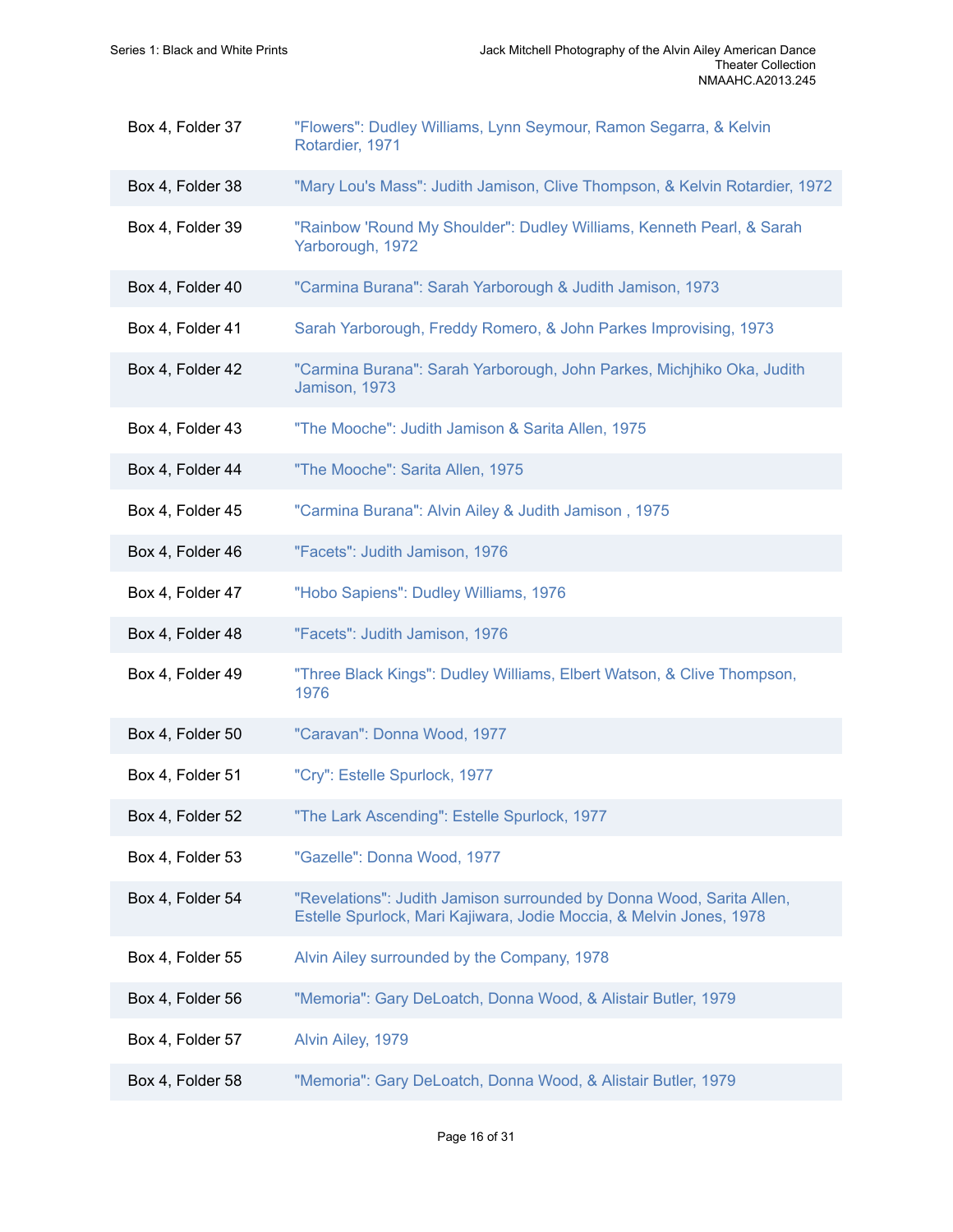| Box 4, Folder 37 | "Flowers": Dudley Williams, Lynn Seymour, Ramon Segarra, & Kelvin Rotardier, 1971 |
|---|---|
| Box 4, Folder 38 | "Mary Lou's Mass": Judith Jamison, Clive Thompson, & Kelvin Rotardier, 1972 |
| Box 4, Folder 39 | "Rainbow 'Round My Shoulder": Dudley Williams, Kenneth Pearl, & Sarah Yarborough, 1972 |
| Box 4, Folder 40 | "Carmina Burana": Sarah Yarborough & Judith Jamison, 1973 |
| Box 4, Folder 41 | Sarah Yarborough, Freddy Romero, & John Parkes Improvising, 1973 |
| Box 4, Folder 42 | "Carmina Burana": Sarah Yarborough, John Parkes, Michjhiko Oka, Judith Jamison, 1973 |
| Box 4, Folder 43 | "The Mooche": Judith Jamison & Sarita Allen, 1975 |
| Box 4, Folder 44 | "The Mooche": Sarita Allen, 1975 |
| Box 4, Folder 45 | "Carmina Burana": Alvin Ailey & Judith Jamison , 1975 |
| Box 4, Folder 46 | "Facets": Judith Jamison, 1976 |
| Box 4, Folder 47 | "Hobo Sapiens": Dudley Williams, 1976 |
| Box 4, Folder 48 | "Facets": Judith Jamison, 1976 |
| Box 4, Folder 49 | "Three Black Kings": Dudley Williams, Elbert Watson, & Clive Thompson, 1976 |
| Box 4, Folder 50 | "Caravan": Donna Wood, 1977 |
| Box 4, Folder 51 | "Cry": Estelle Spurlock, 1977 |
| Box 4, Folder 52 | "The Lark Ascending": Estelle Spurlock, 1977 |
| Box 4, Folder 53 | "Gazelle": Donna Wood, 1977 |
| Box 4, Folder 54 | "Revelations": Judith Jamison surrounded by Donna Wood, Sarita Allen, Estelle Spurlock, Mari Kajiwara, Jodie Moccia, & Melvin Jones, 1978 |
| Box 4, Folder 55 | Alvin Ailey surrounded by the Company, 1978 |
| Box 4, Folder 56 | "Memoria": Gary DeLoatch, Donna Wood, & Alistair Butler, 1979 |
| Box 4, Folder 57 | Alvin Ailey, 1979 |
| Box 4, Folder 58 | "Memoria": Gary DeLoatch, Donna Wood, & Alistair Butler, 1979 |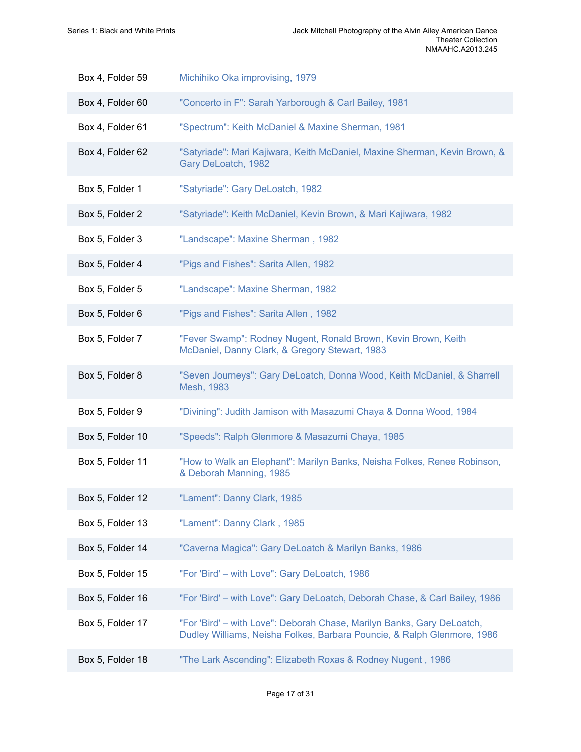| | |
|---|---|
| Box 4, Folder 59 | Michihiko Oka improvising, 1979 |
| Box 4, Folder 60 | "Concerto in F": Sarah Yarborough & Carl Bailey, 1981 |
| Box 4, Folder 61 | "Spectrum": Keith McDaniel & Maxine Sherman, 1981 |
| Box 4, Folder 62 | "Satyriade": Mari Kajiwara, Keith McDaniel, Maxine Sherman, Kevin Brown, & Gary DeLoatch, 1982 |
| Box 5, Folder 1 | "Satyriade": Gary DeLoatch, 1982 |
| Box 5, Folder 2 | "Satyriade": Keith McDaniel, Kevin Brown, & Mari Kajiwara, 1982 |
| Box 5, Folder 3 | "Landscape": Maxine Sherman , 1982 |
| Box 5, Folder 4 | "Pigs and Fishes": Sarita Allen, 1982 |
| Box 5, Folder 5 | "Landscape": Maxine Sherman, 1982 |
| Box 5, Folder 6 | "Pigs and Fishes": Sarita Allen , 1982 |
| Box 5, Folder 7 | "Fever Swamp": Rodney Nugent, Ronald Brown, Kevin Brown, Keith McDaniel, Danny Clark, & Gregory Stewart, 1983 |
| Box 5, Folder 8 | "Seven Journeys": Gary DeLoatch, Donna Wood, Keith McDaniel, & Sharrell Mesh, 1983 |
| Box 5, Folder 9 | "Divining": Judith Jamison with Masazumi Chaya & Donna Wood, 1984 |
| Box 5, Folder 10 | "Speeds": Ralph Glenmore & Masazumi Chaya, 1985 |
| Box 5, Folder 11 | "How to Walk an Elephant": Marilyn Banks, Neisha Folkes, Renee Robinson, & Deborah Manning, 1985 |
| Box 5, Folder 12 | "Lament": Danny Clark, 1985 |
| Box 5, Folder 13 | "Lament": Danny Clark , 1985 |
| Box 5, Folder 14 | "Caverna Magica": Gary DeLoatch & Marilyn Banks, 1986 |
| Box 5, Folder 15 | "For 'Bird' – with Love": Gary DeLoatch, 1986 |
| Box 5, Folder 16 | "For 'Bird' – with Love": Gary DeLoatch, Deborah Chase, & Carl Bailey, 1986 |
| Box 5, Folder 17 | "For 'Bird' – with Love": Deborah Chase, Marilyn Banks, Gary DeLoatch, Dudley Williams, Neisha Folkes, Barbara Pouncie, & Ralph Glenmore, 1986 |
| Box 5, Folder 18 | "The Lark Ascending": Elizabeth Roxas & Rodney Nugent , 1986 |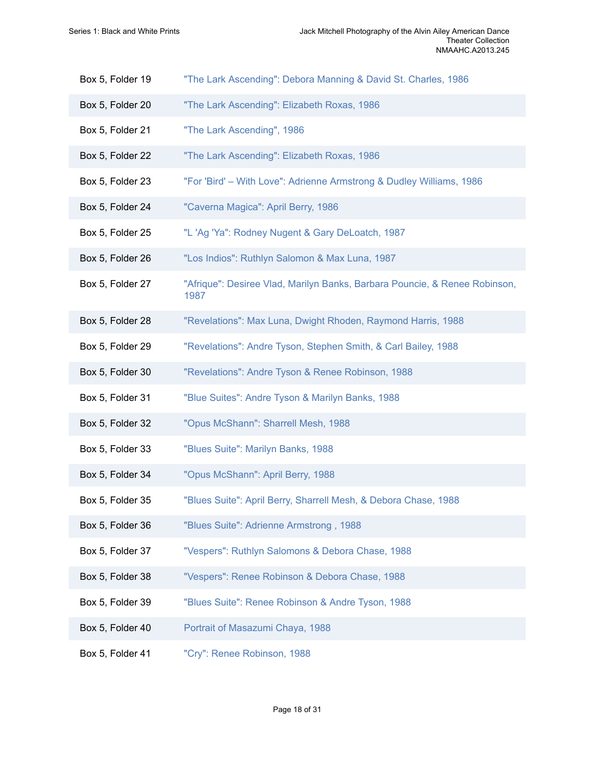| | |
|---|---|
| Box 5, Folder 19 | "The Lark Ascending": Debora Manning & David St. Charles, 1986 |
| Box 5, Folder 20 | "The Lark Ascending": Elizabeth Roxas, 1986 |
| Box 5, Folder 21 | "The Lark Ascending", 1986 |
| Box 5, Folder 22 | "The Lark Ascending": Elizabeth Roxas, 1986 |
| Box 5, Folder 23 | "For 'Bird' – With Love": Adrienne Armstrong & Dudley Williams, 1986 |
| Box 5, Folder 24 | "Caverna Magica": April Berry, 1986 |
| Box 5, Folder 25 | "L 'Ag 'Ya": Rodney Nugent & Gary DeLoatch, 1987 |
| Box 5, Folder 26 | "Los Indios": Ruthlyn Salomon & Max Luna, 1987 |
| Box 5, Folder 27 | "Afrique": Desiree Vlad, Marilyn Banks, Barbara Pouncie, & Renee Robinson, 1987 |
| Box 5, Folder 28 | "Revelations": Max Luna, Dwight Rhoden, Raymond Harris, 1988 |
| Box 5, Folder 29 | "Revelations": Andre Tyson, Stephen Smith, & Carl Bailey, 1988 |
| Box 5, Folder 30 | "Revelations": Andre Tyson & Renee Robinson, 1988 |
| Box 5, Folder 31 | "Blue Suites": Andre Tyson & Marilyn Banks, 1988 |
| Box 5, Folder 32 | "Opus McShann": Sharrell Mesh, 1988 |
| Box 5, Folder 33 | "Blues Suite": Marilyn Banks, 1988 |
| Box 5, Folder 34 | "Opus McShann": April Berry, 1988 |
| Box 5, Folder 35 | "Blues Suite": April Berry, Sharrell Mesh, & Debora Chase, 1988 |
| Box 5, Folder 36 | "Blues Suite": Adrienne Armstrong , 1988 |
| Box 5, Folder 37 | "Vespers": Ruthlyn Salomons & Debora Chase, 1988 |
| Box 5, Folder 38 | "Vespers": Renee Robinson & Debora Chase, 1988 |
| Box 5, Folder 39 | "Blues Suite": Renee Robinson & Andre Tyson, 1988 |
| Box 5, Folder 40 | Portrait of Masazumi Chaya, 1988 |
| Box 5, Folder 41 | "Cry": Renee Robinson, 1988 |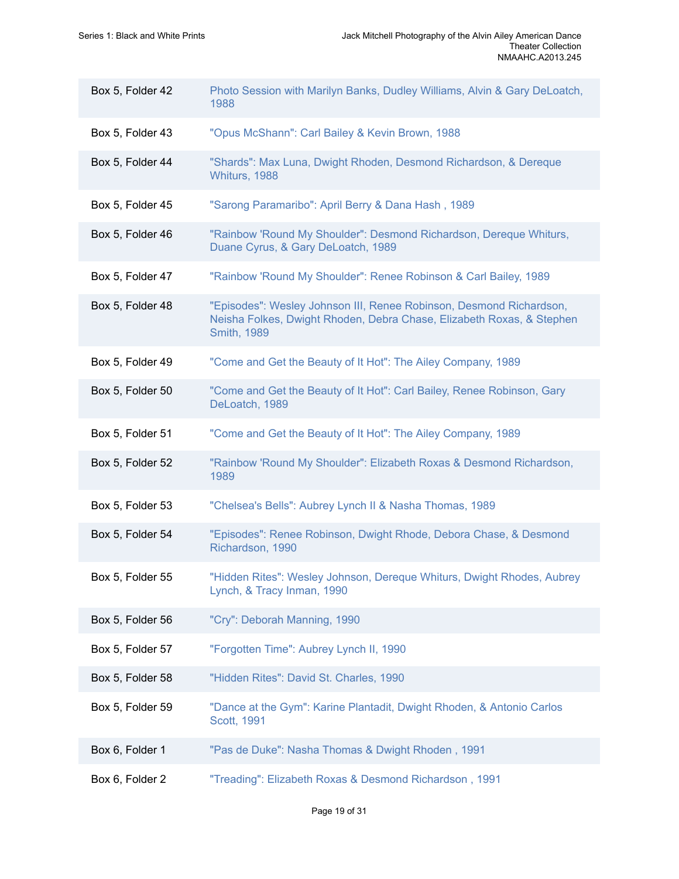| | |
|---|---|
| Box 5, Folder 42 | Photo Session with Marilyn Banks, Dudley Williams, Alvin & Gary DeLoatch, 1988 |
| Box 5, Folder 43 | "Opus McShann": Carl Bailey & Kevin Brown, 1988 |
| Box 5, Folder 44 | "Shards": Max Luna, Dwight Rhoden, Desmond Richardson, & Dereque Whiturs, 1988 |
| Box 5, Folder 45 | "Sarong Paramaribo": April Berry & Dana Hash , 1989 |
| Box 5, Folder 46 | "Rainbow 'Round My Shoulder": Desmond Richardson, Dereque Whiturs, Duane Cyrus, & Gary DeLoatch, 1989 |
| Box 5, Folder 47 | "Rainbow 'Round My Shoulder": Renee Robinson & Carl Bailey, 1989 |
| Box 5, Folder 48 | "Episodes": Wesley Johnson III, Renee Robinson, Desmond Richardson, Neisha Folkes, Dwight Rhoden, Debra Chase, Elizabeth Roxas, & Stephen Smith, 1989 |
| Box 5, Folder 49 | "Come and Get the Beauty of It Hot": The Ailey Company, 1989 |
| Box 5, Folder 50 | "Come and Get the Beauty of It Hot": Carl Bailey, Renee Robinson, Gary DeLoatch, 1989 |
| Box 5, Folder 51 | "Come and Get the Beauty of It Hot": The Ailey Company, 1989 |
| Box 5, Folder 52 | "Rainbow 'Round My Shoulder": Elizabeth Roxas & Desmond Richardson, 1989 |
| Box 5, Folder 53 | "Chelsea's Bells": Aubrey Lynch II & Nasha Thomas, 1989 |
| Box 5, Folder 54 | "Episodes": Renee Robinson, Dwight Rhode, Debora Chase, & Desmond Richardson, 1990 |
| Box 5, Folder 55 | "Hidden Rites": Wesley Johnson, Dereque Whiturs, Dwight Rhodes, Aubrey Lynch, & Tracy Inman, 1990 |
| Box 5, Folder 56 | "Cry": Deborah Manning, 1990 |
| Box 5, Folder 57 | "Forgotten Time": Aubrey Lynch II, 1990 |
| Box 5, Folder 58 | "Hidden Rites": David St. Charles, 1990 |
| Box 5, Folder 59 | "Dance at the Gym": Karine Plantadit, Dwight Rhoden, & Antonio Carlos Scott, 1991 |
| Box 6, Folder 1 | "Pas de Duke": Nasha Thomas & Dwight Rhoden , 1991 |
| Box 6, Folder 2 | "Treading": Elizabeth Roxas & Desmond Richardson , 1991 |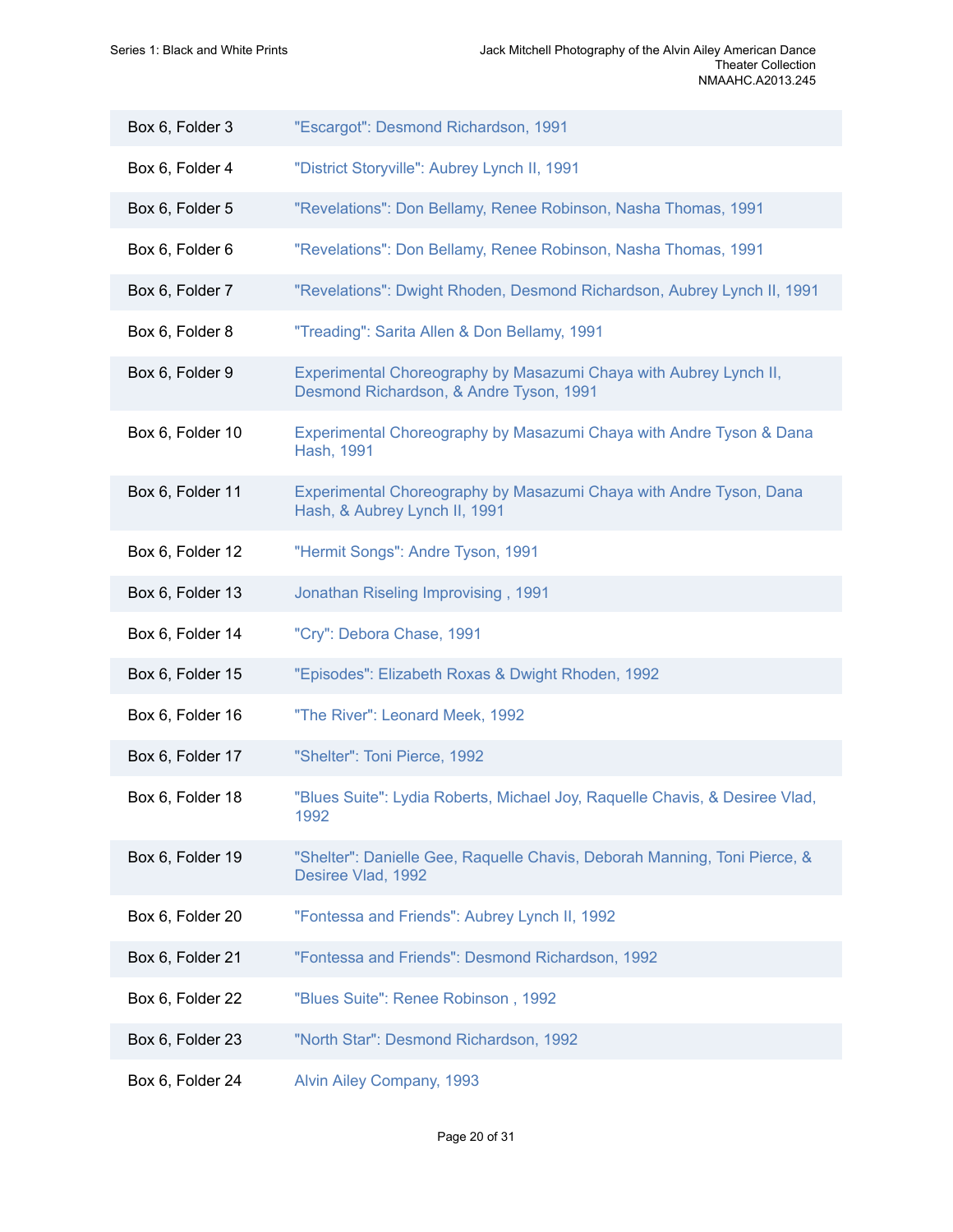| | |
|---|---|
| Box 6, Folder 3 | "Escargot": Desmond Richardson, 1991 |
| Box 6, Folder 4 | "District Storyville": Aubrey Lynch II, 1991 |
| Box 6, Folder 5 | "Revelations": Don Bellamy, Renee Robinson, Nasha Thomas, 1991 |
| Box 6, Folder 6 | "Revelations": Don Bellamy, Renee Robinson, Nasha Thomas, 1991 |
| Box 6, Folder 7 | "Revelations": Dwight Rhoden, Desmond Richardson, Aubrey Lynch II, 1991 |
| Box 6, Folder 8 | "Treading": Sarita Allen & Don Bellamy, 1991 |
| Box 6, Folder 9 | Experimental Choreography by Masazumi Chaya with Aubrey Lynch II, Desmond Richardson, & Andre Tyson, 1991 |
| Box 6, Folder 10 | Experimental Choreography by Masazumi Chaya with Andre Tyson & Dana Hash, 1991 |
| Box 6, Folder 11 | Experimental Choreography by Masazumi Chaya with Andre Tyson, Dana Hash, & Aubrey Lynch II, 1991 |
| Box 6, Folder 12 | "Hermit Songs": Andre Tyson, 1991 |
| Box 6, Folder 13 | Jonathan Riseling Improvising , 1991 |
| Box 6, Folder 14 | "Cry": Debora Chase, 1991 |
| Box 6, Folder 15 | "Episodes": Elizabeth Roxas & Dwight Rhoden, 1992 |
| Box 6, Folder 16 | "The River": Leonard Meek, 1992 |
| Box 6, Folder 17 | "Shelter": Toni Pierce, 1992 |
| Box 6, Folder 18 | "Blues Suite": Lydia Roberts, Michael Joy, Raquelle Chavis, & Desiree Vlad, 1992 |
| Box 6, Folder 19 | "Shelter": Danielle Gee, Raquelle Chavis, Deborah Manning, Toni Pierce, & Desiree Vlad, 1992 |
| Box 6, Folder 20 | "Fontessa and Friends": Aubrey Lynch II, 1992 |
| Box 6, Folder 21 | "Fontessa and Friends": Desmond Richardson, 1992 |
| Box 6, Folder 22 | "Blues Suite": Renee Robinson , 1992 |
| Box 6, Folder 23 | "North Star": Desmond Richardson, 1992 |
| Box 6, Folder 24 | Alvin Ailey Company, 1993 |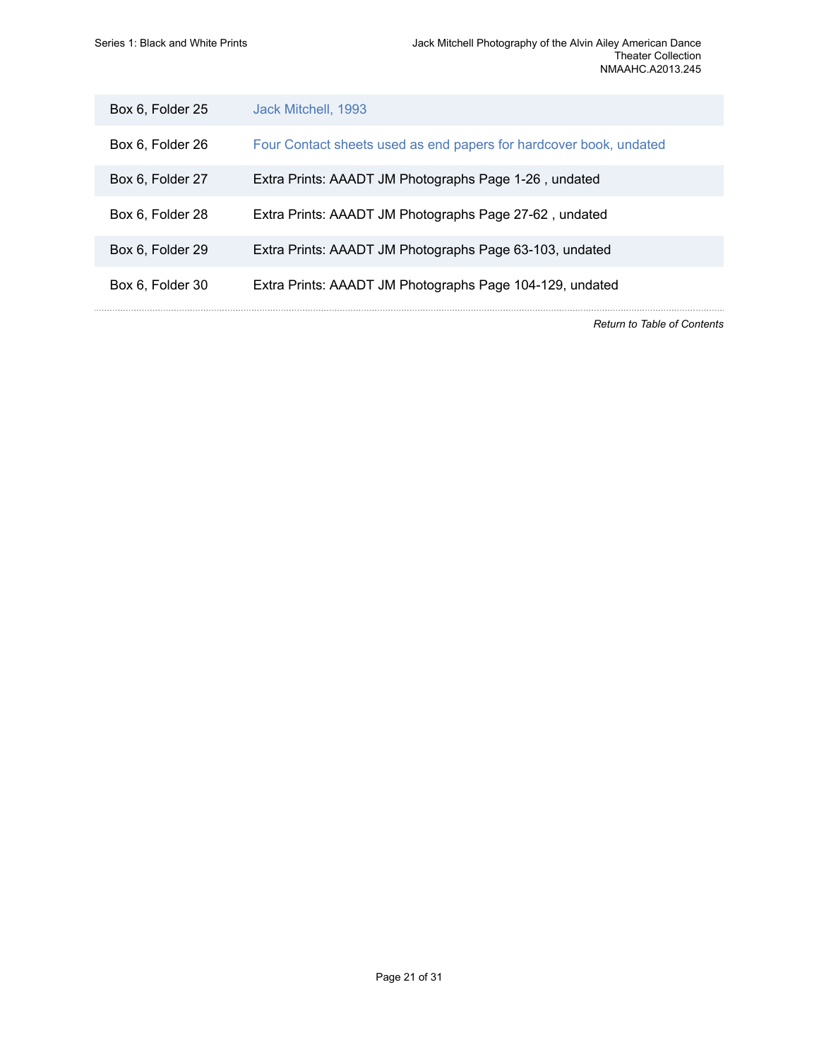| | |
|---|---|
| Box 6, Folder 25 | Jack Mitchell, 1993 |
| Box 6, Folder 26 | Four Contact sheets used as end papers for hardcover book, undated |
| Box 6, Folder 27 | Extra Prints: AAADT JM Photographs Page 1-26 , undated |
| Box 6, Folder 28 | Extra Prints: AAADT JM Photographs Page 27-62 , undated |
| Box 6, Folder 29 | Extra Prints: AAADT JM Photographs Page 63-103, undated |
| Box 6, Folder 30 | Extra Prints: AAADT JM Photographs Page 104-129, undated |

*Return to Table of Contents*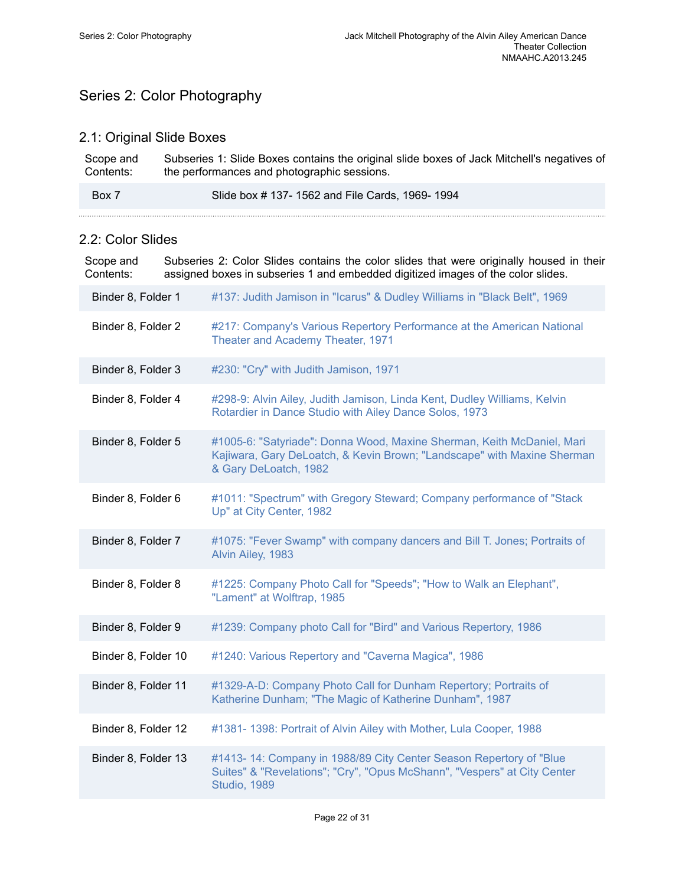# Series 2: Color Photography

## 2.1: Original Slide Boxes

Scope and Contents: Subseries 1: Slide Boxes contains the original slide boxes of Jack Mitchell's negatives of the performances and photographic sessions.

| | |
|---|---|
| Box 7 | Slide box # 137- 1562 and File Cards, 1969- 1994 |

## 2.2: Color Slides

Scope and Contents: Subseries 2: Color Slides contains the color slides that were originally housed in their assigned boxes in subseries 1 and embedded digitized images of the color slides.

| | |
|---|---|
| Binder 8, Folder 1 | #137: Judith Jamison in "Icarus" & Dudley Williams in "Black Belt", 1969 |
| Binder 8, Folder 2 | #217: Company's Various Repertory Performance at the American National Theater and Academy Theater, 1971 |
| Binder 8, Folder 3 | #230: "Cry" with Judith Jamison, 1971 |
| Binder 8, Folder 4 | #298-9: Alvin Ailey, Judith Jamison, Linda Kent, Dudley Williams, Kelvin Rotardier in Dance Studio with Ailey Dance Solos, 1973 |
| Binder 8, Folder 5 | #1005-6: "Satyriade": Donna Wood, Maxine Sherman, Keith McDaniel, Mari Kajiwara, Gary DeLoatch, & Kevin Brown; "Landscape" with Maxine Sherman & Gary DeLoatch, 1982 |
| Binder 8, Folder 6 | #1011: "Spectrum" with Gregory Steward; Company performance of "Stack Up" at City Center, 1982 |
| Binder 8, Folder 7 | #1075: "Fever Swamp" with company dancers and Bill T. Jones; Portraits of Alvin Ailey, 1983 |
| Binder 8, Folder 8 | #1225: Company Photo Call for "Speeds"; "How to Walk an Elephant", "Lament" at Wolftrap, 1985 |
| Binder 8, Folder 9 | #1239: Company photo Call for "Bird" and Various Repertory, 1986 |
| Binder 8, Folder 10 | #1240: Various Repertory and "Caverna Magica", 1986 |
| Binder 8, Folder 11 | #1329-A-D: Company Photo Call for Dunham Repertory; Portraits of Katherine Dunham; "The Magic of Katherine Dunham", 1987 |
| Binder 8, Folder 12 | #1381- 1398: Portrait of Alvin Ailey with Mother, Lula Cooper, 1988 |
| Binder 8, Folder 13 | #1413- 14: Company in 1988/89 City Center Season Repertory of "Blue Suites" & "Revelations"; "Cry", "Opus McShann", "Vespers" at City Center Studio, 1989 |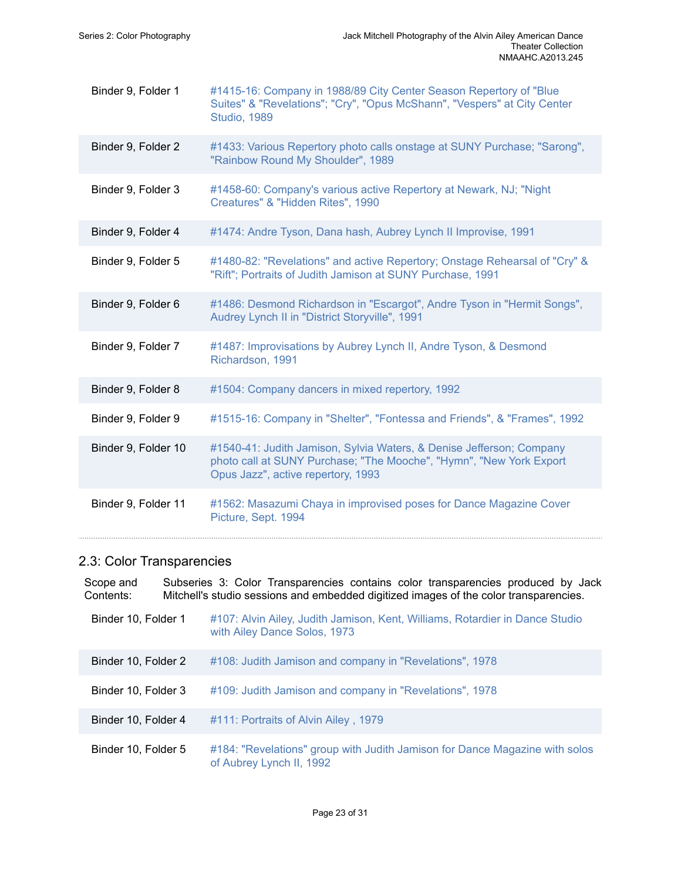| | |
|---|---|
| Binder 9, Folder 1 | #1415-16: Company in 1988/89 City Center Season Repertory of "Blue Suites" & "Revelations"; "Cry", "Opus McShann", "Vespers" at City Center Studio, 1989 |
| Binder 9, Folder 2 | #1433: Various Repertory photo calls onstage at SUNY Purchase; "Sarong", "Rainbow Round My Shoulder", 1989 |
| Binder 9, Folder 3 | #1458-60: Company's various active Repertory at Newark, NJ; "Night Creatures" & "Hidden Rites", 1990 |
| Binder 9, Folder 4 | #1474: Andre Tyson, Dana hash, Aubrey Lynch II Improvise, 1991 |
| Binder 9, Folder 5 | #1480-82: "Revelations" and active Repertory; Onstage Rehearsal of "Cry" & "Rift"; Portraits of Judith Jamison at SUNY Purchase, 1991 |
| Binder 9, Folder 6 | #1486: Desmond Richardson in "Escargot", Andre Tyson in "Hermit Songs", Audrey Lynch II in "District Storyville", 1991 |
| Binder 9, Folder 7 | #1487: Improvisations by Aubrey Lynch II, Andre Tyson, & Desmond Richardson, 1991 |
| Binder 9, Folder 8 | #1504: Company dancers in mixed repertory, 1992 |
| Binder 9, Folder 9 | #1515-16: Company in "Shelter", "Fontessa and Friends", & "Frames", 1992 |
| Binder 9, Folder 10 | #1540-41: Judith Jamison, Sylvia Waters, & Denise Jefferson; Company photo call at SUNY Purchase; "The Mooche", "Hymn", "New York Export Opus Jazz", active repertory, 1993 |
| Binder 9, Folder 11 | #1562: Masazumi Chaya in improvised poses for Dance Magazine Cover Picture, Sept. 1994 |

## 2.3: Color Transparencies

Scope and Contents: Subseries 3: Color Transparencies contains color transparencies produced by Jack Mitchell's studio sessions and embedded digitized images of the color transparencies.

| | |
|---|---|
| Binder 10, Folder 1 | #107: Alvin Ailey, Judith Jamison, Kent, Williams, Rotardier in Dance Studio with Ailey Dance Solos, 1973 |
| Binder 10, Folder 2 | #108: Judith Jamison and company in "Revelations", 1978 |
| Binder 10, Folder 3 | #109: Judith Jamison and company in "Revelations", 1978 |
| Binder 10, Folder 4 | #111: Portraits of Alvin Ailey , 1979 |
| Binder 10, Folder 5 | #184: "Revelations" group with Judith Jamison for Dance Magazine with solos of Aubrey Lynch II, 1992 |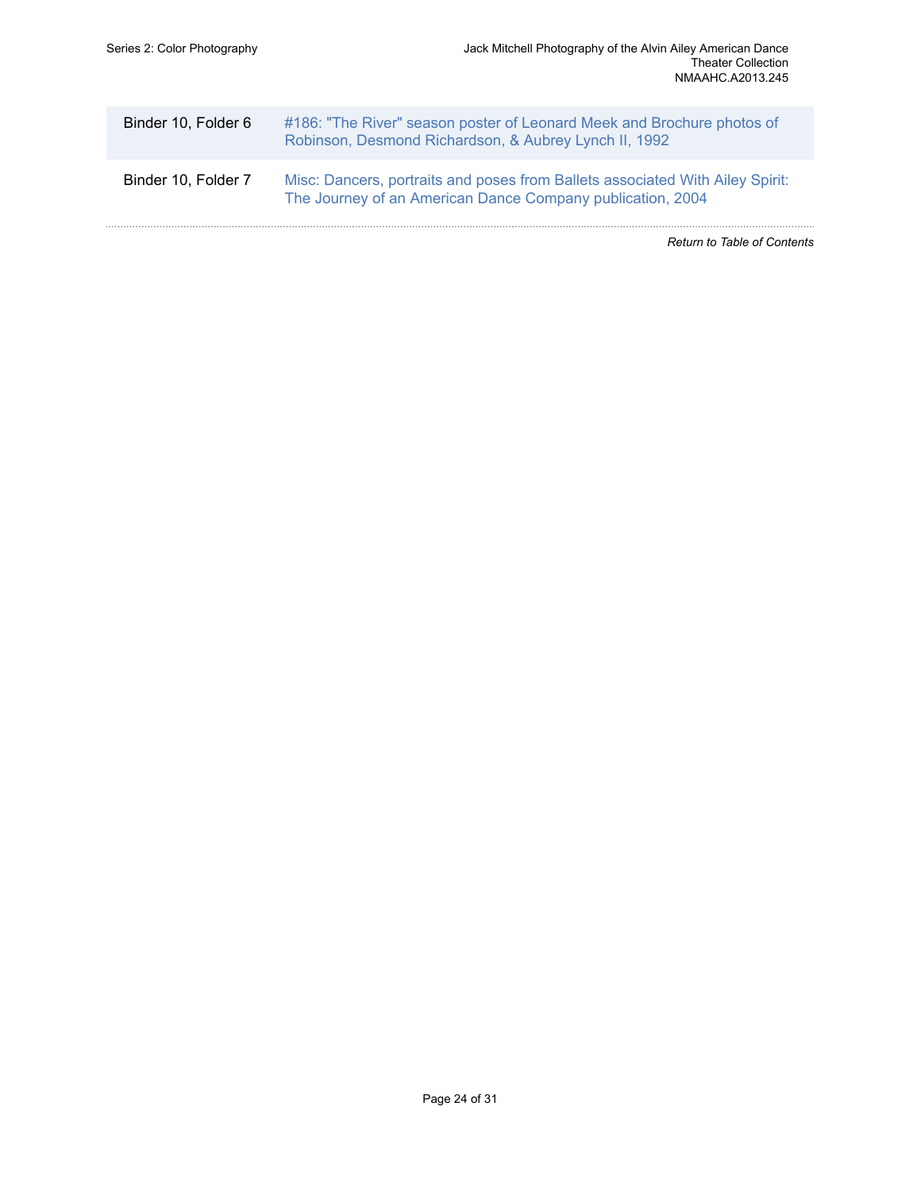| | |
|---|---|
| Binder 10, Folder 6 | #186: "The River" season poster of Leonard Meek and Brochure photos of Robinson, Desmond Richardson, & Aubrey Lynch II, 1992 |
| Binder 10, Folder 7 | Misc: Dancers, portraits and poses from Ballets associated With Ailey Spirit: The Journey of an American Dance Company publication, 2004 |

*Return to Table of Contents*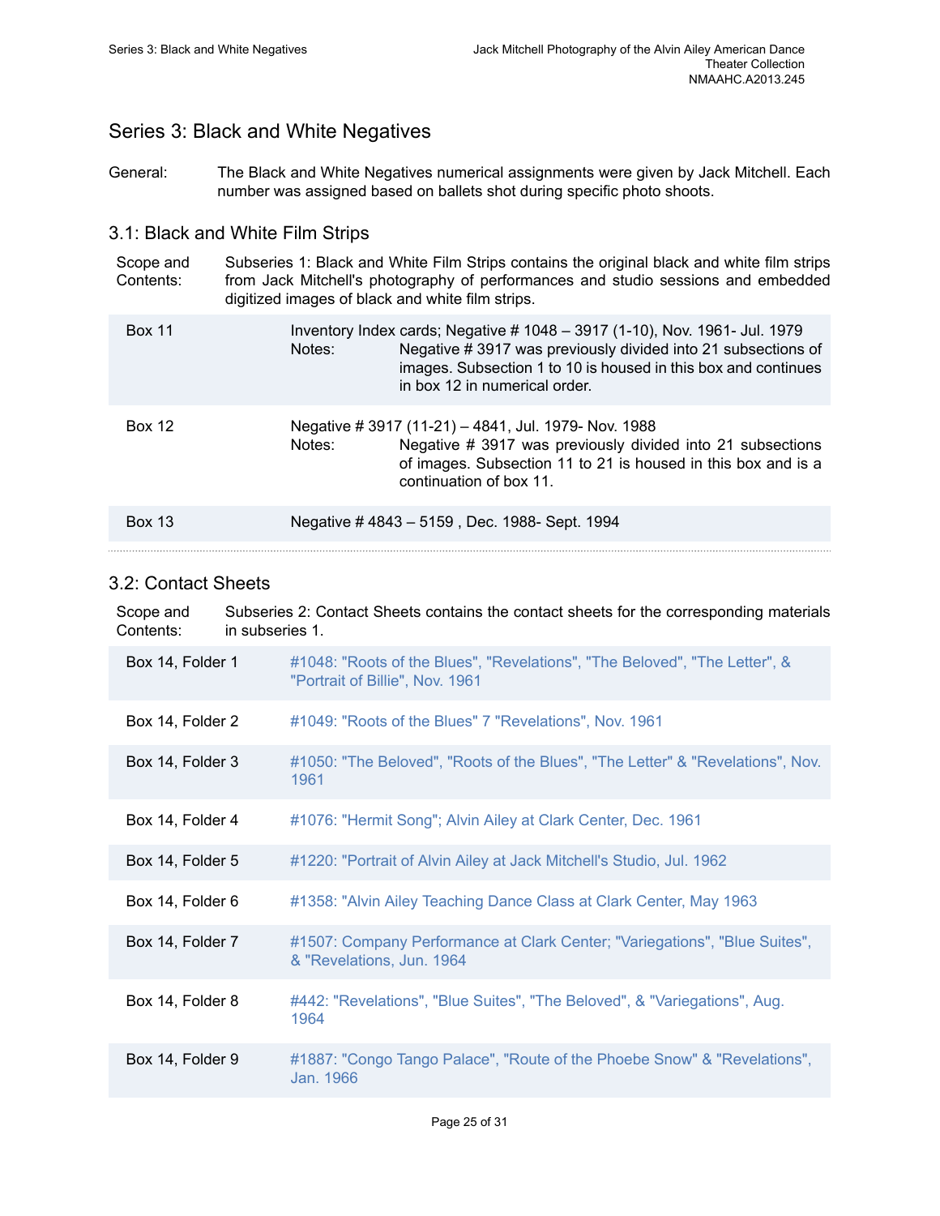## Series 3: Black and White Negatives

General: The Black and White Negatives numerical assignments were given by Jack Mitchell. Each number was assigned based on ballets shot during specific photo shoots.

### 3.1: Black and White Film Strips

Scope and Contents: Subseries 1: Black and White Film Strips contains the original black and white film strips from Jack Mitchell's photography of performances and studio sessions and embedded digitized images of black and white film strips.

| | |
|---|---|
| Box 11 | Inventory Index cards; Negative # 1048 – 3917 (1-10), Nov. 1961- Jul. 1979<br>Notes: Negative # 3917 was previously divided into 21 subsections of images. Subsection 1 to 10 is housed in this box and continues in box 12 in numerical order. |
| Box 12 | Negative # 3917 (11-21) – 4841, Jul. 1979- Nov. 1988<br>Notes: Negative # 3917 was previously divided into 21 subsections of images. Subsection 11 to 21 is housed in this box and is a continuation of box 11. |
| Box 13 | Negative # 4843 – 5159 , Dec. 1988- Sept. 1994 |

### 3.2: Contact Sheets

Scope and Contents: Subseries 2: Contact Sheets contains the contact sheets for the corresponding materials in subseries 1.

| | |
|---|---|
| Box 14, Folder 1 | #1048: "Roots of the Blues", "Revelations", "The Beloved", "The Letter", & "Portrait of Billie", Nov. 1961 |
| Box 14, Folder 2 | #1049: "Roots of the Blues" 7 "Revelations", Nov. 1961 |
| Box 14, Folder 3 | #1050: "The Beloved", "Roots of the Blues", "The Letter" & "Revelations", Nov. 1961 |
| Box 14, Folder 4 | #1076: "Hermit Song"; Alvin Ailey at Clark Center, Dec. 1961 |
| Box 14, Folder 5 | #1220: "Portrait of Alvin Ailey at Jack Mitchell's Studio, Jul. 1962 |
| Box 14, Folder 6 | #1358: "Alvin Ailey Teaching Dance Class at Clark Center, May 1963 |
| Box 14, Folder 7 | #1507: Company Performance at Clark Center; "Variegations", "Blue Suites", & "Revelations, Jun. 1964 |
| Box 14, Folder 8 | #442: "Revelations", "Blue Suites", "The Beloved", & "Variegations", Aug. 1964 |
| Box 14, Folder 9 | #1887: "Congo Tango Palace", "Route of the Phoebe Snow" & "Revelations", Jan. 1966 |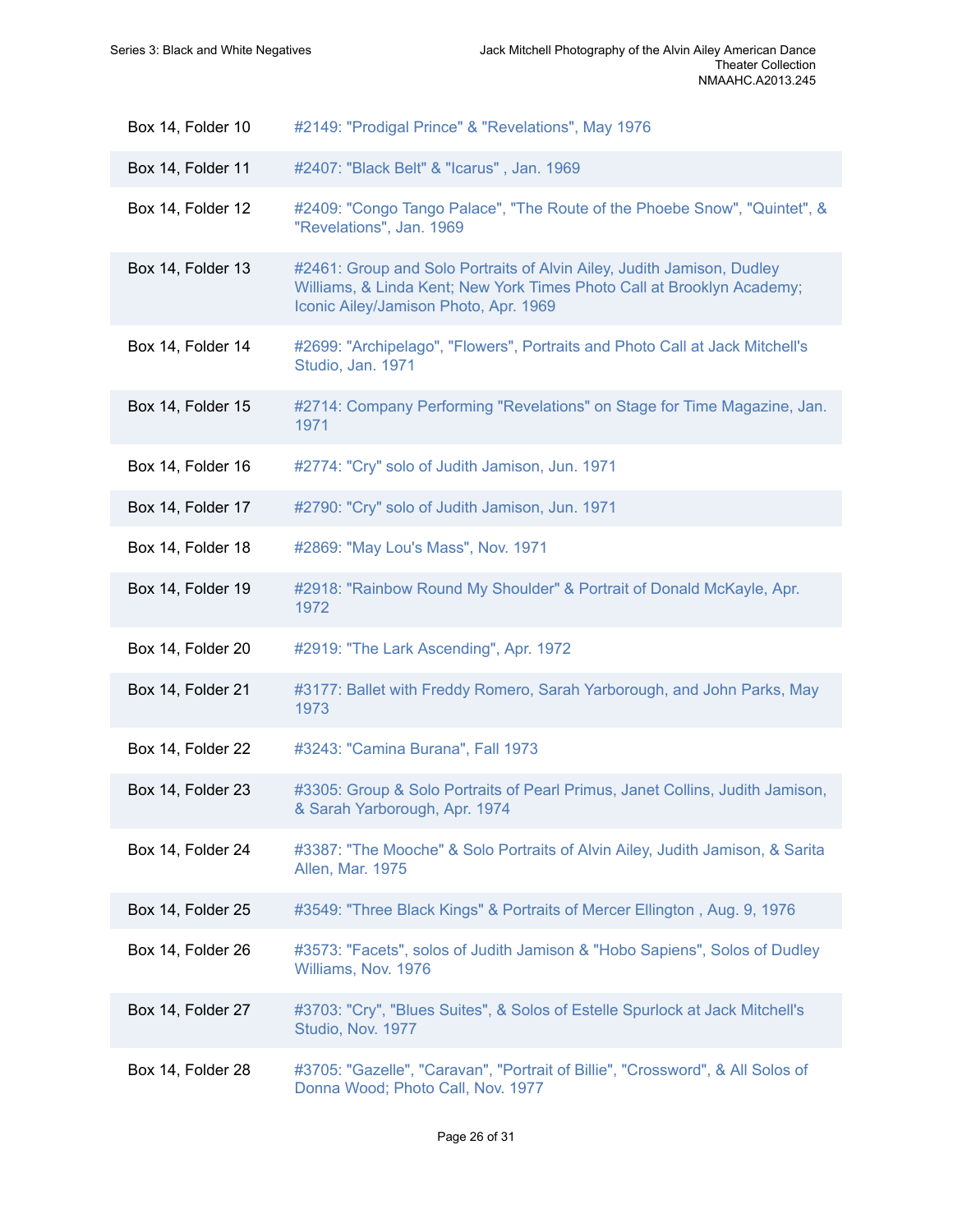| | |
|---|---|
| Box 14, Folder 10 | #2149: "Prodigal Prince" & "Revelations", May 1976 |
| Box 14, Folder 11 | #2407: "Black Belt" & "Icarus" , Jan. 1969 |
| Box 14, Folder 12 | #2409: "Congo Tango Palace", "The Route of the Phoebe Snow", "Quintet", & "Revelations", Jan. 1969 |
| Box 14, Folder 13 | #2461: Group and Solo Portraits of Alvin Ailey, Judith Jamison, Dudley Williams, & Linda Kent; New York Times Photo Call at Brooklyn Academy; Iconic Ailey/Jamison Photo, Apr. 1969 |
| Box 14, Folder 14 | #2699: "Archipelago", "Flowers", Portraits and Photo Call at Jack Mitchell's Studio, Jan. 1971 |
| Box 14, Folder 15 | #2714: Company Performing "Revelations" on Stage for Time Magazine, Jan. 1971 |
| Box 14, Folder 16 | #2774: "Cry" solo of Judith Jamison, Jun. 1971 |
| Box 14, Folder 17 | #2790: "Cry" solo of Judith Jamison, Jun. 1971 |
| Box 14, Folder 18 | #2869: "May Lou's Mass", Nov. 1971 |
| Box 14, Folder 19 | #2918: "Rainbow Round My Shoulder" & Portrait of Donald McKayle, Apr. 1972 |
| Box 14, Folder 20 | #2919: "The Lark Ascending", Apr. 1972 |
| Box 14, Folder 21 | #3177: Ballet with Freddy Romero, Sarah Yarborough, and John Parks, May 1973 |
| Box 14, Folder 22 | #3243: "Camina Burana", Fall 1973 |
| Box 14, Folder 23 | #3305: Group & Solo Portraits of Pearl Primus, Janet Collins, Judith Jamison, & Sarah Yarborough, Apr. 1974 |
| Box 14, Folder 24 | #3387: "The Mooche" & Solo Portraits of Alvin Ailey, Judith Jamison, & Sarita Allen, Mar. 1975 |
| Box 14, Folder 25 | #3549: "Three Black Kings" & Portraits of Mercer Ellington , Aug. 9, 1976 |
| Box 14, Folder 26 | #3573: "Facets", solos of Judith Jamison & "Hobo Sapiens", Solos of Dudley Williams, Nov. 1976 |
| Box 14, Folder 27 | #3703: "Cry", "Blues Suites", & Solos of Estelle Spurlock at Jack Mitchell's Studio, Nov. 1977 |
| Box 14, Folder 28 | #3705: "Gazelle", "Caravan", "Portrait of Billie", "Crossword", & All Solos of Donna Wood; Photo Call, Nov. 1977 |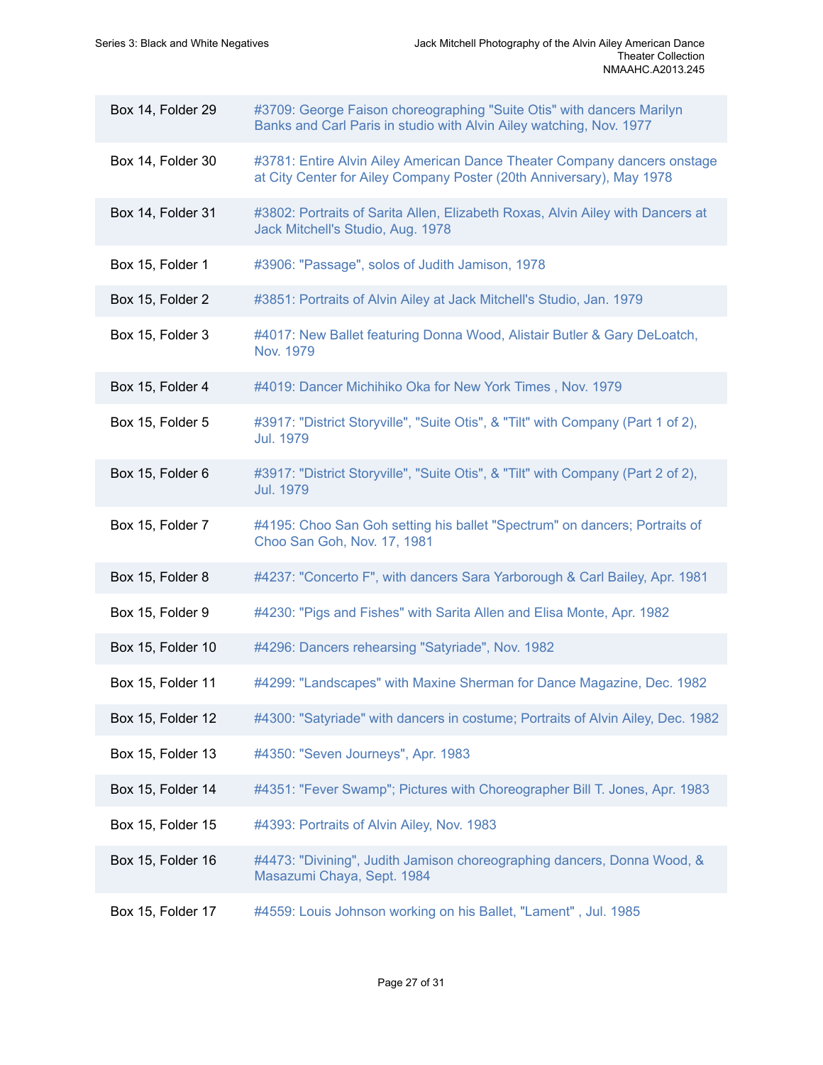| Box/Folder | Description |
| --- | --- |
| Box 14, Folder 29 | #3709: George Faison choreographing "Suite Otis" with dancers Marilyn Banks and Carl Paris in studio with Alvin Ailey watching, Nov. 1977 |
| Box 14, Folder 30 | #3781: Entire Alvin Ailey American Dance Theater Company dancers onstage at City Center for Ailey Company Poster (20th Anniversary), May 1978 |
| Box 14, Folder 31 | #3802: Portraits of Sarita Allen, Elizabeth Roxas, Alvin Ailey with Dancers at Jack Mitchell's Studio, Aug. 1978 |
| Box 15, Folder 1 | #3906: "Passage", solos of Judith Jamison, 1978 |
| Box 15, Folder 2 | #3851: Portraits of Alvin Ailey at Jack Mitchell's Studio, Jan. 1979 |
| Box 15, Folder 3 | #4017: New Ballet featuring Donna Wood, Alistair Butler & Gary DeLoatch, Nov. 1979 |
| Box 15, Folder 4 | #4019: Dancer Michihiko Oka for New York Times , Nov. 1979 |
| Box 15, Folder 5 | #3917: "District Storyville", "Suite Otis", & "Tilt" with Company (Part 1 of 2), Jul. 1979 |
| Box 15, Folder 6 | #3917: "District Storyville", "Suite Otis", & "Tilt" with Company (Part 2 of 2), Jul. 1979 |
| Box 15, Folder 7 | #4195: Choo San Goh setting his ballet "Spectrum" on dancers; Portraits of Choo San Goh, Nov. 17, 1981 |
| Box 15, Folder 8 | #4237: "Concerto F", with dancers Sara Yarborough & Carl Bailey, Apr. 1981 |
| Box 15, Folder 9 | #4230: "Pigs and Fishes" with Sarita Allen and Elisa Monte, Apr. 1982 |
| Box 15, Folder 10 | #4296: Dancers rehearsing "Satyriade", Nov. 1982 |
| Box 15, Folder 11 | #4299: "Landscapes" with Maxine Sherman for Dance Magazine, Dec. 1982 |
| Box 15, Folder 12 | #4300: "Satyriade" with dancers in costume; Portraits of Alvin Ailey, Dec. 1982 |
| Box 15, Folder 13 | #4350: "Seven Journeys", Apr. 1983 |
| Box 15, Folder 14 | #4351: "Fever Swamp"; Pictures with Choreographer Bill T. Jones, Apr. 1983 |
| Box 15, Folder 15 | #4393: Portraits of Alvin Ailey, Nov. 1983 |
| Box 15, Folder 16 | #4473: "Divining", Judith Jamison choreographing dancers, Donna Wood, & Masazumi Chaya, Sept. 1984 |
| Box 15, Folder 17 | #4559: Louis Johnson working on his Ballet, "Lament" , Jul. 1985 |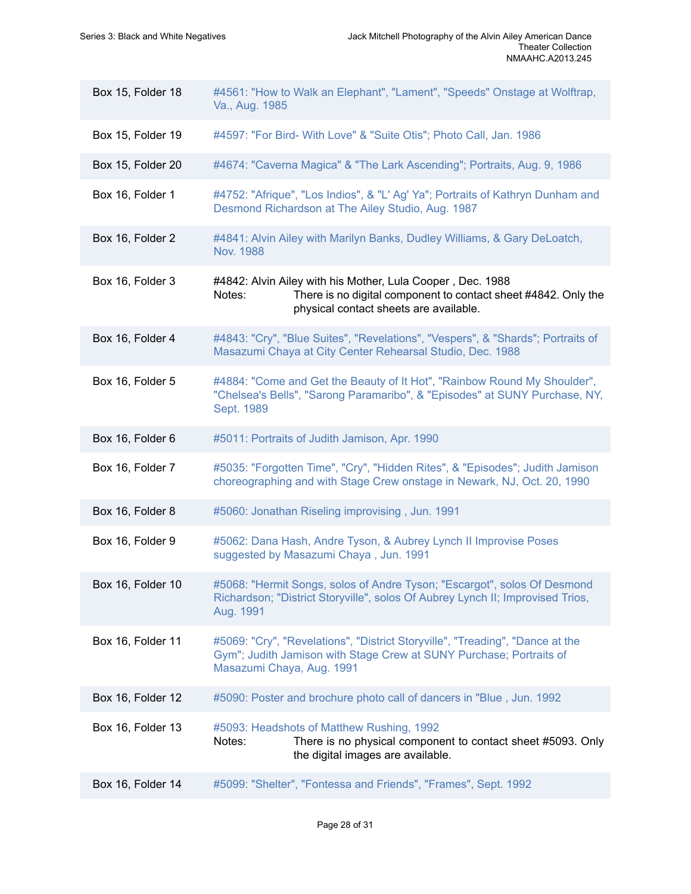| | |
|---|---|
| Box 15, Folder 18 | #4561: "How to Walk an Elephant", "Lament", "Speeds" Onstage at Wolftrap, Va., Aug. 1985 |
| Box 15, Folder 19 | #4597: "For Bird- With Love" & "Suite Otis"; Photo Call, Jan. 1986 |
| Box 15, Folder 20 | #4674: "Caverna Magica" & "The Lark Ascending"; Portraits, Aug. 9, 1986 |
| Box 16, Folder 1 | #4752: "Afrique", "Los Indios", & "L' Ag' Ya"; Portraits of Kathryn Dunham and Desmond Richardson at The Ailey Studio, Aug. 1987 |
| Box 16, Folder 2 | #4841: Alvin Ailey with Marilyn Banks, Dudley Williams, & Gary DeLoatch, Nov. 1988 |
| Box 16, Folder 3 | #4842: Alvin Ailey with his Mother, Lula Cooper , Dec. 1988<br>Notes: There is no digital component to contact sheet #4842. Only the physical contact sheets are available. |
| Box 16, Folder 4 | #4843: "Cry", "Blue Suites", "Revelations", "Vespers", & "Shards"; Portraits of Masazumi Chaya at City Center Rehearsal Studio, Dec. 1988 |
| Box 16, Folder 5 | #4884: "Come and Get the Beauty of It Hot", "Rainbow Round My Shoulder", "Chelsea's Bells", "Sarong Paramaribo", & "Episodes" at SUNY Purchase, NY, Sept. 1989 |
| Box 16, Folder 6 | #5011: Portraits of Judith Jamison, Apr. 1990 |
| Box 16, Folder 7 | #5035: "Forgotten Time", "Cry", "Hidden Rites", & "Episodes"; Judith Jamison choreographing and with Stage Crew onstage in Newark, NJ, Oct. 20, 1990 |
| Box 16, Folder 8 | #5060: Jonathan Riseling improvising , Jun. 1991 |
| Box 16, Folder 9 | #5062: Dana Hash, Andre Tyson, & Aubrey Lynch II Improvise Poses suggested by Masazumi Chaya , Jun. 1991 |
| Box 16, Folder 10 | #5068: "Hermit Songs, solos of Andre Tyson; "Escargot", solos Of Desmond Richardson; "District Storyville", solos Of Aubrey Lynch II; Improvised Trios, Aug. 1991 |
| Box 16, Folder 11 | #5069: "Cry", "Revelations", "District Storyville", "Treading", "Dance at the Gym"; Judith Jamison with Stage Crew at SUNY Purchase; Portraits of Masazumi Chaya, Aug. 1991 |
| Box 16, Folder 12 | #5090: Poster and brochure photo call of dancers in "Blue , Jun. 1992 |
| Box 16, Folder 13 | #5093: Headshots of Matthew Rushing, 1992<br>Notes: There is no physical component to contact sheet #5093. Only the digital images are available. |
| Box 16, Folder 14 | #5099: "Shelter", "Fontessa and Friends", "Frames", Sept. 1992 |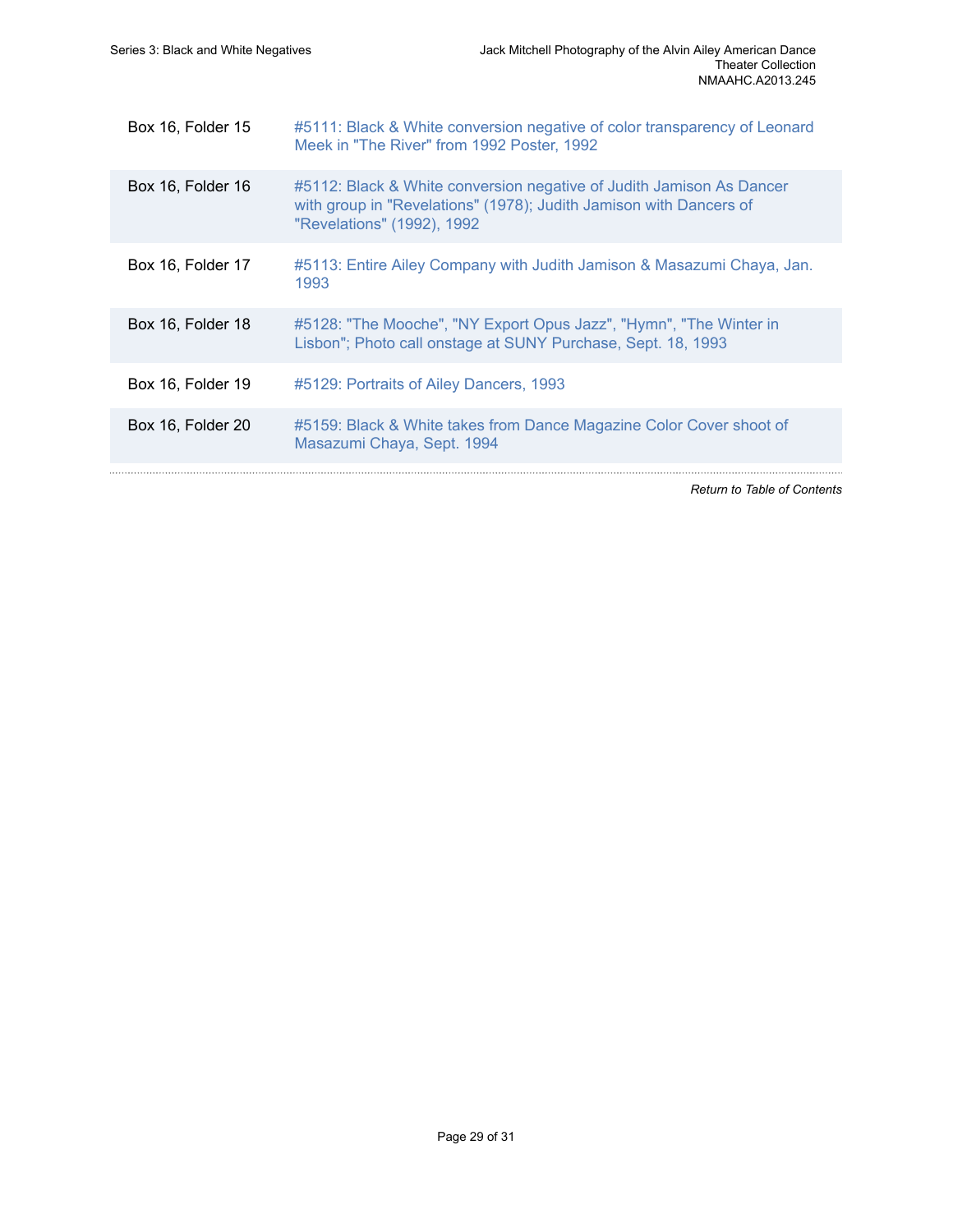| | |
|---|---|
| Box 16, Folder 15 | #5111: Black & White conversion negative of color transparency of Leonard Meek in "The River" from 1992 Poster, 1992 |
| Box 16, Folder 16 | #5112: Black & White conversion negative of Judith Jamison As Dancer with group in "Revelations" (1978); Judith Jamison with Dancers of "Revelations" (1992), 1992 |
| Box 16, Folder 17 | #5113: Entire Ailey Company with Judith Jamison & Masazumi Chaya, Jan. 1993 |
| Box 16, Folder 18 | #5128: "The Mooche", "NY Export Opus Jazz", "Hymn", "The Winter in Lisbon"; Photo call onstage at SUNY Purchase, Sept. 18, 1993 |
| Box 16, Folder 19 | #5129: Portraits of Ailey Dancers, 1993 |
| Box 16, Folder 20 | #5159: Black & White takes from Dance Magazine Color Cover shoot of Masazumi Chaya, Sept. 1994 |

*Return to Table of Contents*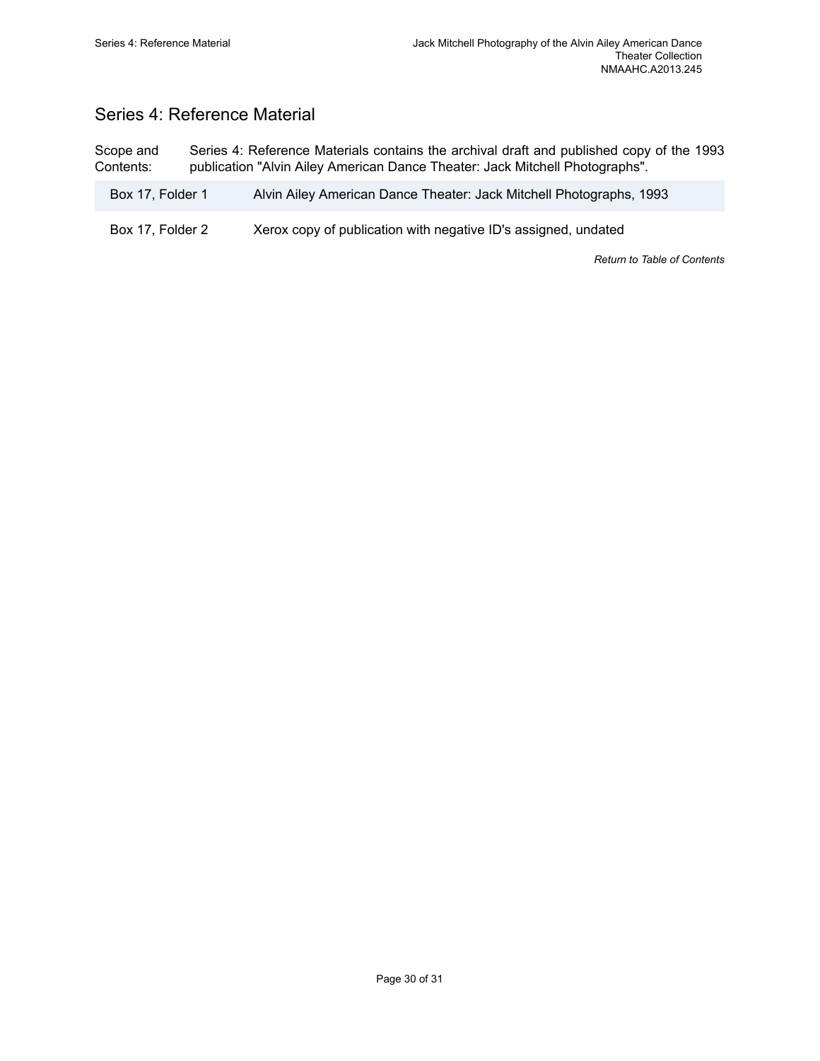## Series 4: Reference Material

Scope and Contents: Series 4: Reference Materials contains the archival draft and published copy of the 1993 publication "Alvin Ailey American Dance Theater: Jack Mitchell Photographs".

| | |
|---|---|
| Box 17, Folder 1 | Alvin Ailey American Dance Theater: Jack Mitchell Photographs, 1993 |
| Box 17, Folder 2 | Xerox copy of publication with negative ID's assigned, undated |

*Return to Table of Contents*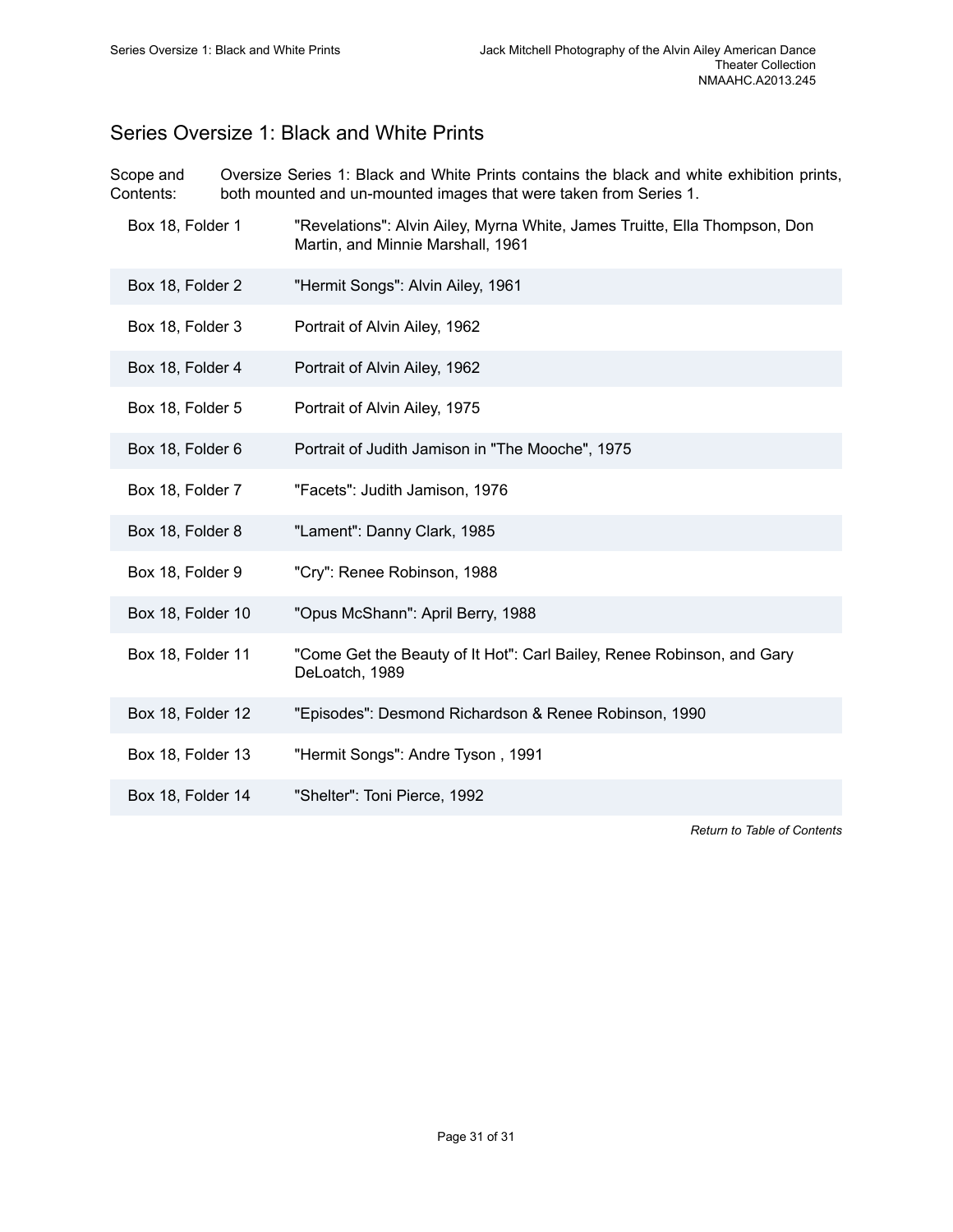## Series Oversize 1: Black and White Prints

Scope and Contents: Oversize Series 1: Black and White Prints contains the black and white exhibition prints, both mounted and un-mounted images that were taken from Series 1.

| | |
|---|---|
| Box 18, Folder 1 | "Revelations": Alvin Ailey, Myrna White, James Truitte, Ella Thompson, Don Martin, and Minnie Marshall, 1961 |
| Box 18, Folder 2 | "Hermit Songs": Alvin Ailey, 1961 |
| Box 18, Folder 3 | Portrait of Alvin Ailey, 1962 |
| Box 18, Folder 4 | Portrait of Alvin Ailey, 1962 |
| Box 18, Folder 5 | Portrait of Alvin Ailey, 1975 |
| Box 18, Folder 6 | Portrait of Judith Jamison in "The Mooche", 1975 |
| Box 18, Folder 7 | "Facets": Judith Jamison, 1976 |
| Box 18, Folder 8 | "Lament": Danny Clark, 1985 |
| Box 18, Folder 9 | "Cry": Renee Robinson, 1988 |
| Box 18, Folder 10 | "Opus McShann": April Berry, 1988 |
| Box 18, Folder 11 | "Come Get the Beauty of It Hot": Carl Bailey, Renee Robinson, and Gary DeLoatch, 1989 |
| Box 18, Folder 12 | "Episodes": Desmond Richardson & Renee Robinson, 1990 |
| Box 18, Folder 13 | "Hermit Songs": Andre Tyson , 1991 |
| Box 18, Folder 14 | "Shelter": Toni Pierce, 1992 |

*Return to Table of Contents*